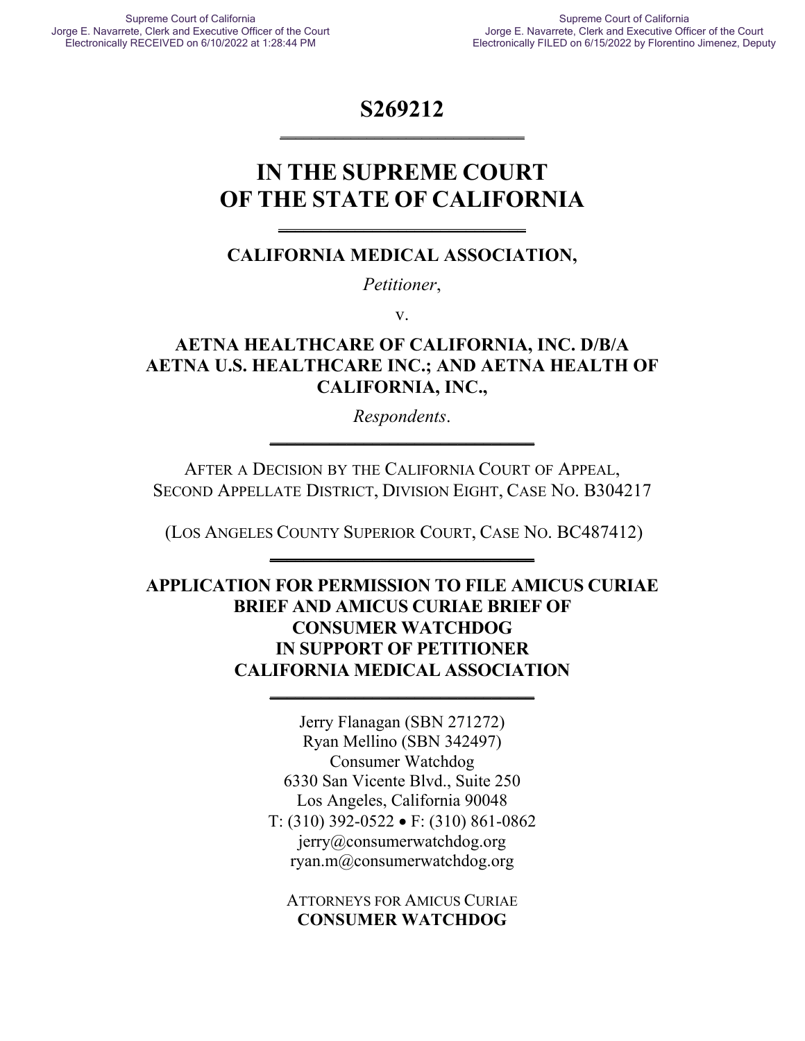Supreme Court of California
Jorge E. Navarrete, Clerk and Executive Officer of the Court
Electronically RECEIVED on 6/10/2022 at 1:28:44 PM

Supreme Court of California
Jorge E. Navarrete, Clerk and Executive Officer of the Court
Electronically FILED on 6/15/2022 by Florentino Jimenez, Deputy

# S269212

# IN THE SUPREME COURT OF THE STATE OF CALIFORNIA

**CALIFORNIA MEDICAL ASSOCIATION,**

*Petitioner*,

v.

**AETNA HEALTHCARE OF CALIFORNIA, INC. D/B/A AETNA U.S. HEALTHCARE INC.; AND AETNA HEALTH OF CALIFORNIA, INC.,**

*Respondents*.

AFTER A DECISION BY THE CALIFORNIA COURT OF APPEAL, SECOND APPELLATE DISTRICT, DIVISION EIGHT, CASE NO. B304217

(LOS ANGELES COUNTY SUPERIOR COURT, CASE NO. BC487412)

**APPLICATION FOR PERMISSION TO FILE AMICUS CURIAE BRIEF AND AMICUS CURIAE BRIEF OF CONSUMER WATCHDOG IN SUPPORT OF PETITIONER CALIFORNIA MEDICAL ASSOCIATION**

Jerry Flanagan (SBN 271272)
Ryan Mellino (SBN 342497)
Consumer Watchdog
6330 San Vicente Blvd., Suite 250
Los Angeles, California 90048
T: (310) 392-0522 • F: (310) 861-0862
jerry@consumerwatchdog.org
ryan.m@consumerwatchdog.org

ATTORNEYS FOR AMICUS CURIAE
**CONSUMER WATCHDOG**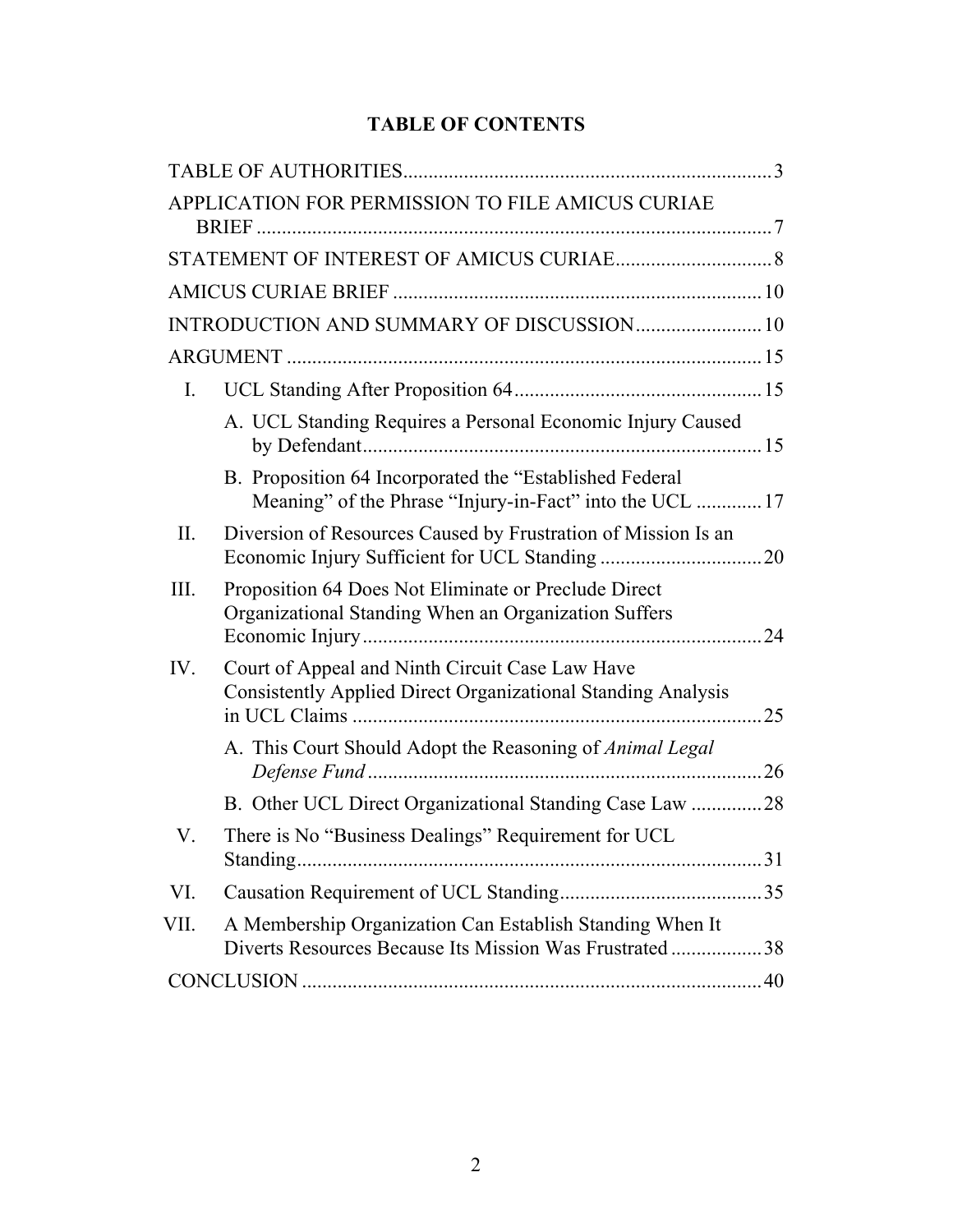# TABLE OF CONTENTS

TABLE OF AUTHORITIES .......... 3

APPLICATION FOR PERMISSION TO FILE AMICUS CURIAE BRIEF .......... 7

STATEMENT OF INTEREST OF AMICUS CURIAE .......... 8

AMICUS CURIAE BRIEF .......... 10

INTRODUCTION AND SUMMARY OF DISCUSSION .......... 10

ARGUMENT .......... 15

- I. UCL Standing After Proposition 64 .......... 15
  - A. UCL Standing Requires a Personal Economic Injury Caused by Defendant .......... 15
  - B. Proposition 64 Incorporated the "Established Federal Meaning" of the Phrase "Injury-in-Fact" into the UCL .......... 17
- II. Diversion of Resources Caused by Frustration of Mission Is an Economic Injury Sufficient for UCL Standing .......... 20
- III. Proposition 64 Does Not Eliminate or Preclude Direct Organizational Standing When an Organization Suffers Economic Injury .......... 24
- IV. Court of Appeal and Ninth Circuit Case Law Have Consistently Applied Direct Organizational Standing Analysis in UCL Claims .......... 25
  - A. This Court Should Adopt the Reasoning of *Animal Legal Defense Fund* .......... 26
  - B. Other UCL Direct Organizational Standing Case Law .......... 28
- V. There is No "Business Dealings" Requirement for UCL Standing .......... 31
- VI. Causation Requirement of UCL Standing .......... 35
- VII. A Membership Organization Can Establish Standing When It Diverts Resources Because Its Mission Was Frustrated .......... 38

CONCLUSION .......... 40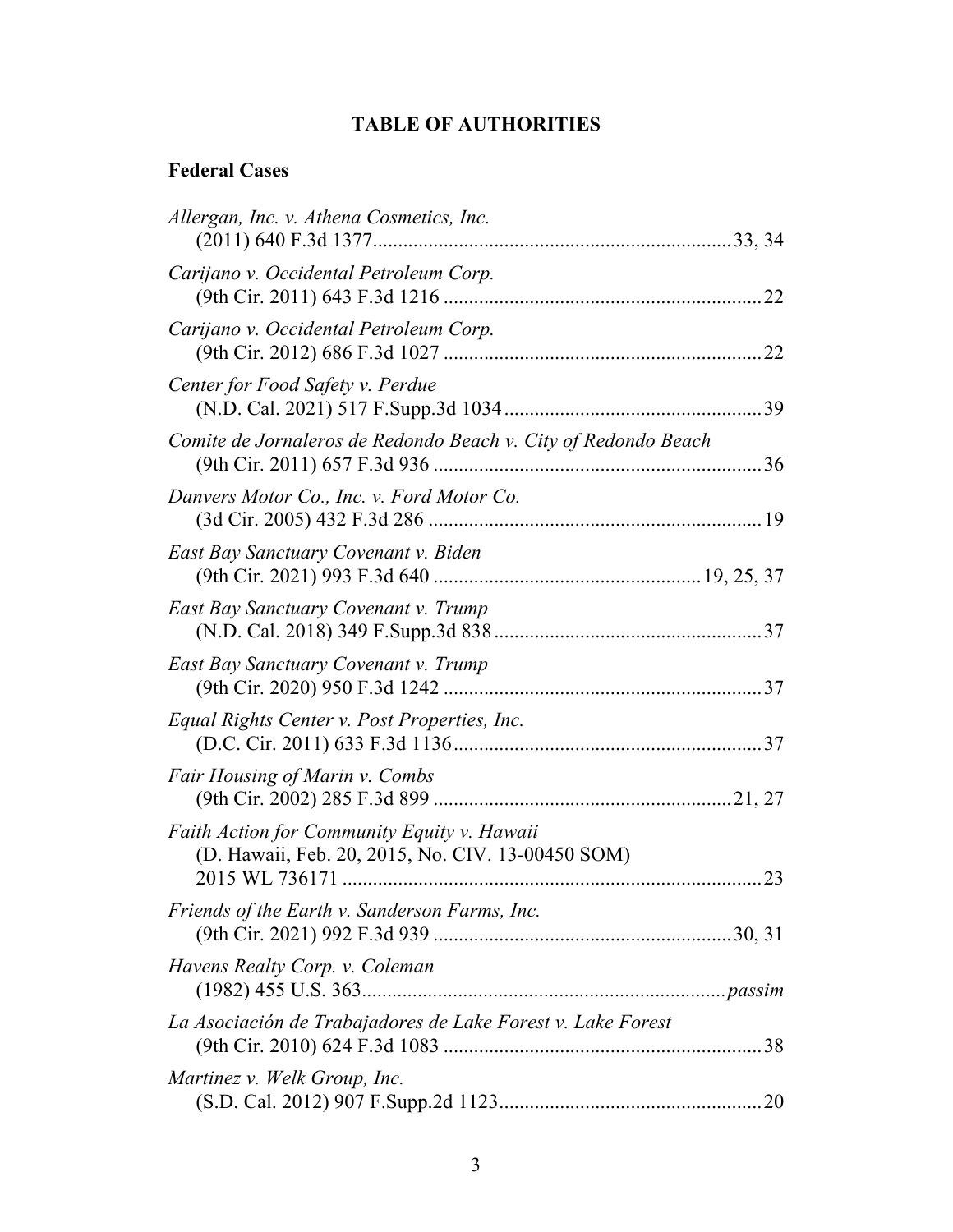# TABLE OF AUTHORITIES

## Federal Cases

*Allergan, Inc. v. Athena Cosmetics, Inc.*
(2011) 640 F.3d 1377 .......... 33, 34

*Carijano v. Occidental Petroleum Corp.*
(9th Cir. 2011) 643 F.3d 1216 .......... 22

*Carijano v. Occidental Petroleum Corp.*
(9th Cir. 2012) 686 F.3d 1027 .......... 22

*Center for Food Safety v. Perdue*
(N.D. Cal. 2021) 517 F.Supp.3d 1034 .......... 39

*Comite de Jornaleros de Redondo Beach v. City of Redondo Beach*
(9th Cir. 2011) 657 F.3d 936 .......... 36

*Danvers Motor Co., Inc. v. Ford Motor Co.*
(3d Cir. 2005) 432 F.3d 286 .......... 19

*East Bay Sanctuary Covenant v. Biden*
(9th Cir. 2021) 993 F.3d 640 .......... 19, 25, 37

*East Bay Sanctuary Covenant v. Trump*
(N.D. Cal. 2018) 349 F.Supp.3d 838 .......... 37

*East Bay Sanctuary Covenant v. Trump*
(9th Cir. 2020) 950 F.3d 1242 .......... 37

*Equal Rights Center v. Post Properties, Inc.*
(D.C. Cir. 2011) 633 F.3d 1136 .......... 37

*Fair Housing of Marin v. Combs*
(9th Cir. 2002) 285 F.3d 899 .......... 21, 27

*Faith Action for Community Equity v. Hawaii*
(D. Hawaii, Feb. 20, 2015, No. CIV. 13-00450 SOM)
2015 WL 736171 .......... 23

*Friends of the Earth v. Sanderson Farms, Inc.*
(9th Cir. 2021) 992 F.3d 939 .......... 30, 31

*Havens Realty Corp. v. Coleman*
(1982) 455 U.S. 363 .......... *passim*

*La Asociación de Trabajadores de Lake Forest v. Lake Forest*
(9th Cir. 2010) 624 F.3d 1083 .......... 38

*Martinez v. Welk Group, Inc.*
(S.D. Cal. 2012) 907 F.Supp.2d 1123 .......... 20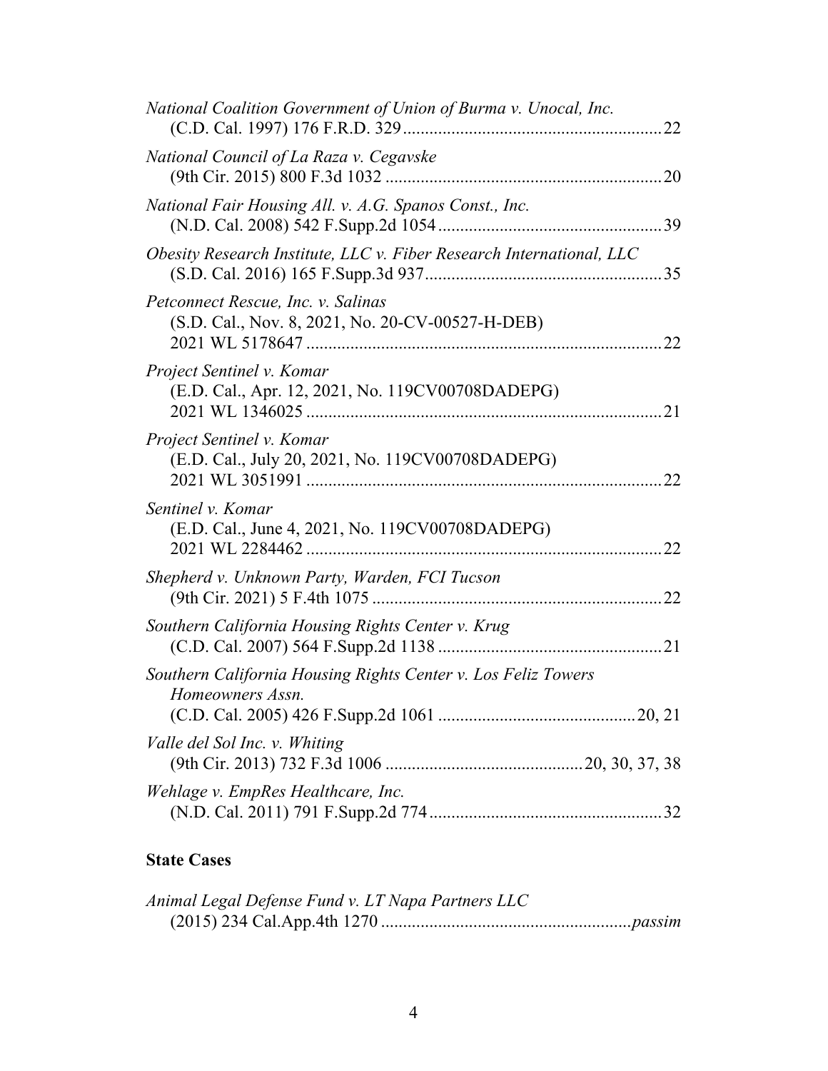*National Coalition Government of Union of Burma v. Unocal, Inc.*
(C.D. Cal. 1997) 176 F.R.D. 329 .......................................................... 22

*National Council of La Raza v. Cegavske*
(9th Cir. 2015) 800 F.3d 1032 .............................................................. 20

*National Fair Housing All. v. A.G. Spanos Const., Inc.*
(N.D. Cal. 2008) 542 F.Supp.2d 1054 .................................................. 39

*Obesity Research Institute, LLC v. Fiber Research International, LLC*
(S.D. Cal. 2016) 165 F.Supp.3d 937 ..................................................... 35

*Petconnect Rescue, Inc. v. Salinas*
(S.D. Cal., Nov. 8, 2021, No. 20-CV-00527-H-DEB)
2021 WL 5178647 ................................................................................ 22

*Project Sentinel v. Komar*
(E.D. Cal., Apr. 12, 2021, No. 119CV00708DADEPG)
2021 WL 1346025 ................................................................................ 21

*Project Sentinel v. Komar*
(E.D. Cal., July 20, 2021, No. 119CV00708DADEPG)
2021 WL 3051991 ................................................................................ 22

*Sentinel v. Komar*
(E.D. Cal., June 4, 2021, No. 119CV00708DADEPG)
2021 WL 2284462 ................................................................................ 22

*Shepherd v. Unknown Party, Warden, FCI Tucson*
(9th Cir. 2021) 5 F.4th 1075 .................................................................. 22

*Southern California Housing Rights Center v. Krug*
(C.D. Cal. 2007) 564 F.Supp.2d 1138 .................................................. 21

*Southern California Housing Rights Center v. Los Feliz Towers Homeowners Assn.*
(C.D. Cal. 2005) 426 F.Supp.2d 1061 ............................................ 20, 21

*Valle del Sol Inc. v. Whiting*
(9th Cir. 2013) 732 F.3d 1006 ............................................ 20, 30, 37, 38

*Wehlage v. EmpRes Healthcare, Inc.*
(N.D. Cal. 2011) 791 F.Supp.2d 774 .................................................... 32

**State Cases**

*Animal Legal Defense Fund v. LT Napa Partners LLC*
(2015) 234 Cal.App.4th 1270 ........................................................ *passim*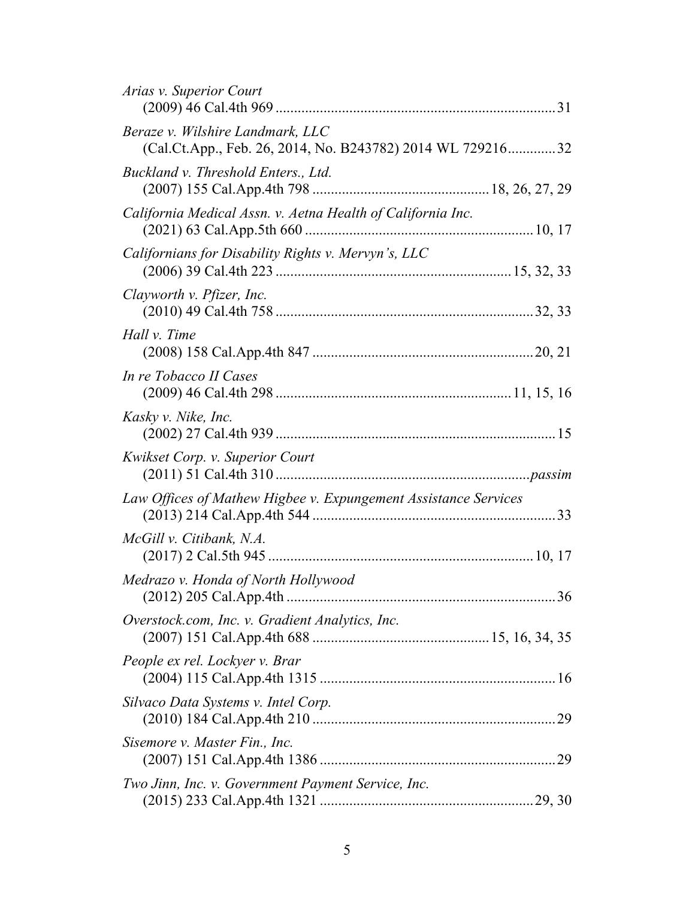*Arias v. Superior Court*
(2009) 46 Cal.4th 969 .......................................................................... 31

*Beraze v. Wilshire Landmark, LLC*
(Cal.Ct.App., Feb. 26, 2014, No. B243782) 2014 WL 729216............. 32

*Buckland v. Threshold Enters., Ltd.*
(2007) 155 Cal.App.4th 798 ............................................... 18, 26, 27, 29

*California Medical Assn. v. Aetna Health of California Inc.*
(2021) 63 Cal.App.5th 660 ............................................................. 10, 17

*Californians for Disability Rights v. Mervyn's, LLC*
(2006) 39 Cal.4th 223 .............................................................. 15, 32, 33

*Clayworth v. Pfizer, Inc.*
(2010) 49 Cal.4th 758 .................................................................... 32, 33

*Hall v. Time*
(2008) 158 Cal.App.4th 847 ........................................................... 20, 21

*In re Tobacco II Cases*
(2009) 46 Cal.4th 298 .............................................................. 11, 15, 16

*Kasky v. Nike, Inc.*
(2002) 27 Cal.4th 939 .......................................................................... 15

*Kwikset Corp. v. Superior Court*
(2011) 51 Cal.4th 310 .................................................................... *passim*

*Law Offices of Mathew Higbee v. Expungement Assistance Services*
(2013) 214 Cal.App.4th 544 ................................................................. 33

*McGill v. Citibank, N.A.*
(2017) 2 Cal.5th 945 ...................................................................... 10, 17

*Medrazo v. Honda of North Hollywood*
(2012) 205 Cal.App.4th ........................................................................ 36

*Overstock.com, Inc. v. Gradient Analytics, Inc.*
(2007) 151 Cal.App.4th 688 ............................................... 15, 16, 34, 35

*People ex rel. Lockyer v. Brar*
(2004) 115 Cal.App.4th 1315 ............................................................... 16

*Silvaco Data Systems v. Intel Corp.*
(2010) 184 Cal.App.4th 210 ................................................................. 29

*Sisemore v. Master Fin., Inc.*
(2007) 151 Cal.App.4th 1386 ............................................................... 29

*Two Jinn, Inc. v. Government Payment Service, Inc.*
(2015) 233 Cal.App.4th 1321 ......................................................... 29, 30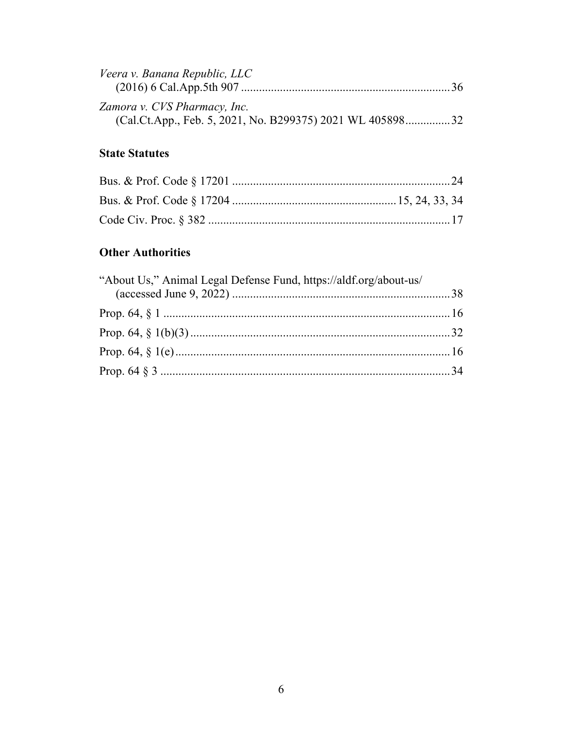*Veera v. Banana Republic, LLC*
(2016) 6 Cal.App.5th 907 .................................................................... 36

*Zamora v. CVS Pharmacy, Inc.*
(Cal.Ct.App., Feb. 5, 2021, No. B299375) 2021 WL 405898 .............. 32

**State Statutes**

Bus. & Prof. Code § 17201 ........................................................................ 24

Bus. & Prof. Code § 17204 ...................................................... 15, 24, 33, 34

Code Civ. Proc. § 382 ................................................................................ 17

**Other Authorities**

"About Us," Animal Legal Defense Fund, https://aldf.org/about-us/
(accessed June 9, 2022) ........................................................................ 38

Prop. 64, § 1 ............................................................................................... 16

Prop. 64, § 1(b)(3) ...................................................................................... 32

Prop. 64, § 1(e) ........................................................................................... 16

Prop. 64 § 3 ................................................................................................ 34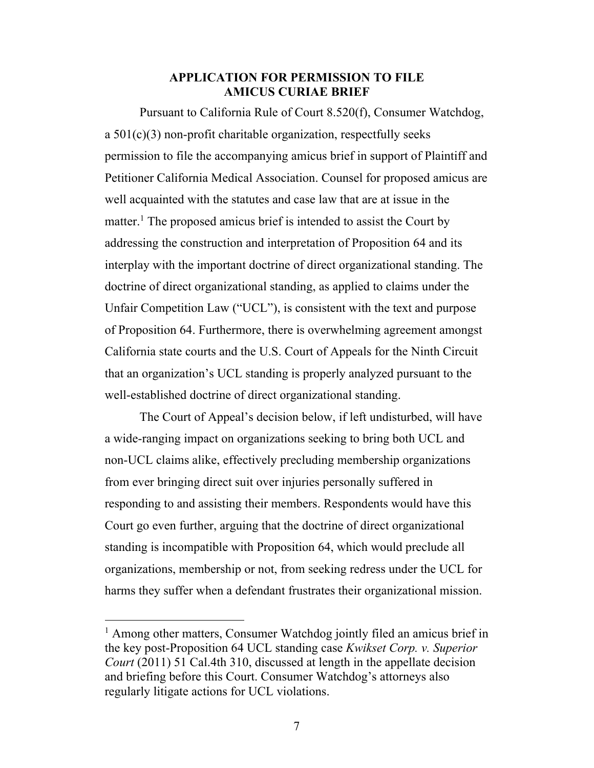## APPLICATION FOR PERMISSION TO FILE AMICUS CURIAE BRIEF

Pursuant to California Rule of Court 8.520(f), Consumer Watchdog, a 501(c)(3) non-profit charitable organization, respectfully seeks permission to file the accompanying amicus brief in support of Plaintiff and Petitioner California Medical Association. Counsel for proposed amicus are well acquainted with the statutes and case law that are at issue in the matter.[1] The proposed amicus brief is intended to assist the Court by addressing the construction and interpretation of Proposition 64 and its interplay with the important doctrine of direct organizational standing. The doctrine of direct organizational standing, as applied to claims under the Unfair Competition Law ("UCL"), is consistent with the text and purpose of Proposition 64. Furthermore, there is overwhelming agreement amongst California state courts and the U.S. Court of Appeals for the Ninth Circuit that an organization's UCL standing is properly analyzed pursuant to the well-established doctrine of direct organizational standing.

The Court of Appeal's decision below, if left undisturbed, will have a wide-ranging impact on organizations seeking to bring both UCL and non-UCL claims alike, effectively precluding membership organizations from ever bringing direct suit over injuries personally suffered in responding to and assisting their members. Respondents would have this Court go even further, arguing that the doctrine of direct organizational standing is incompatible with Proposition 64, which would preclude all organizations, membership or not, from seeking redress under the UCL for harms they suffer when a defendant frustrates their organizational mission.

---

[1] Among other matters, Consumer Watchdog jointly filed an amicus brief in the key post-Proposition 64 UCL standing case *Kwikset Corp. v. Superior Court* (2011) 51 Cal.4th 310, discussed at length in the appellate decision and briefing before this Court. Consumer Watchdog's attorneys also regularly litigate actions for UCL violations.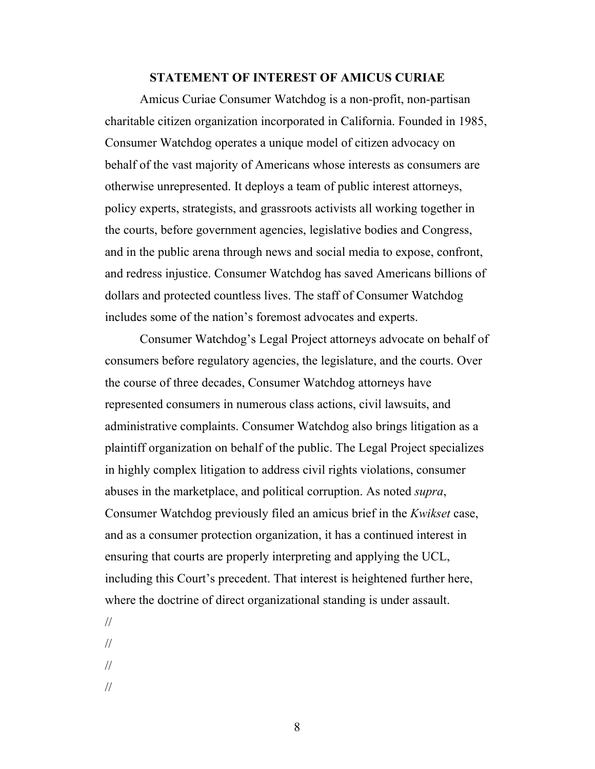## STATEMENT OF INTEREST OF AMICUS CURIAE

Amicus Curiae Consumer Watchdog is a non-profit, non-partisan charitable citizen organization incorporated in California. Founded in 1985, Consumer Watchdog operates a unique model of citizen advocacy on behalf of the vast majority of Americans whose interests as consumers are otherwise unrepresented. It deploys a team of public interest attorneys, policy experts, strategists, and grassroots activists all working together in the courts, before government agencies, legislative bodies and Congress, and in the public arena through news and social media to expose, confront, and redress injustice. Consumer Watchdog has saved Americans billions of dollars and protected countless lives. The staff of Consumer Watchdog includes some of the nation's foremost advocates and experts.

Consumer Watchdog's Legal Project attorneys advocate on behalf of consumers before regulatory agencies, the legislature, and the courts. Over the course of three decades, Consumer Watchdog attorneys have represented consumers in numerous class actions, civil lawsuits, and administrative complaints. Consumer Watchdog also brings litigation as a plaintiff organization on behalf of the public. The Legal Project specializes in highly complex litigation to address civil rights violations, consumer abuses in the marketplace, and political corruption. As noted *supra*, Consumer Watchdog previously filed an amicus brief in the *Kwikset* case, and as a consumer protection organization, it has a continued interest in ensuring that courts are properly interpreting and applying the UCL, including this Court's precedent. That interest is heightened further here, where the doctrine of direct organizational standing is under assault.

//

//

//

//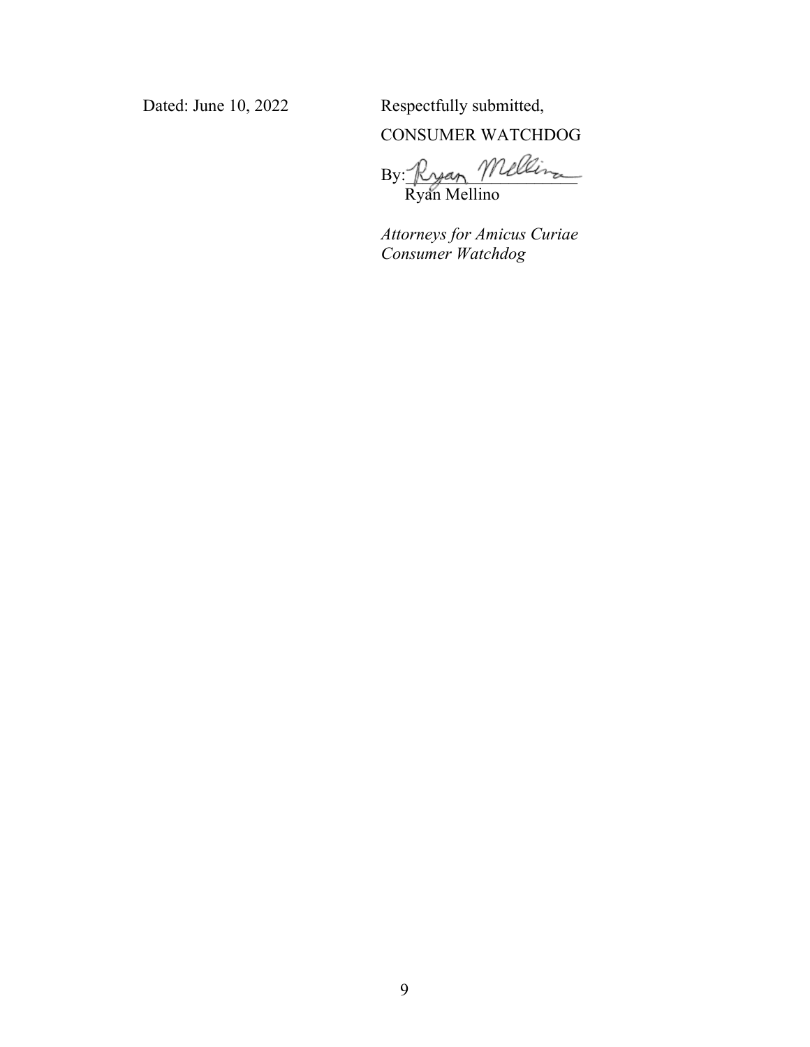Dated: June 10, 2022

Respectfully submitted,

CONSUMER WATCHDOG

By: Ryan Mellino
Ryan Mellino

*Attorneys for Amicus Curiae*
*Consumer Watchdog*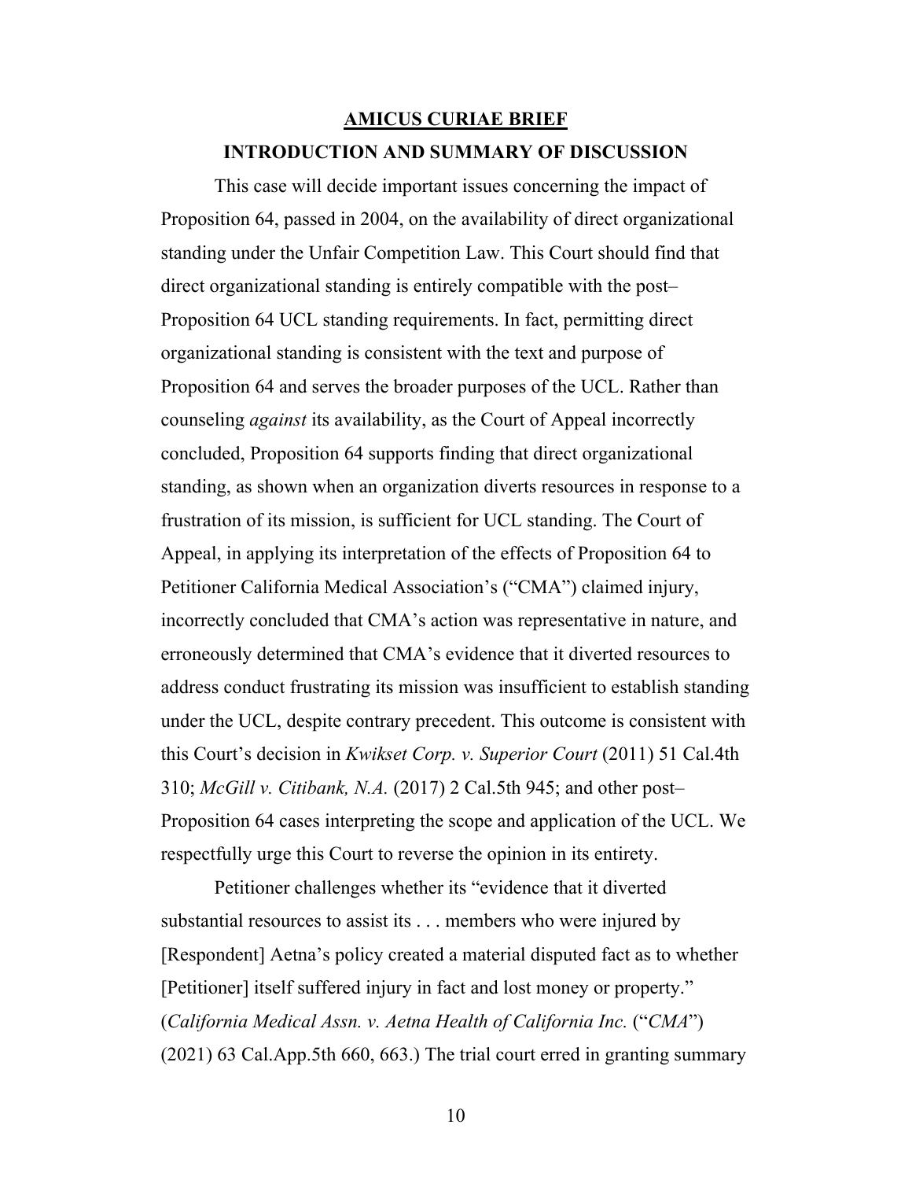## AMICUS CURIAE BRIEF

### INTRODUCTION AND SUMMARY OF DISCUSSION

This case will decide important issues concerning the impact of Proposition 64, passed in 2004, on the availability of direct organizational standing under the Unfair Competition Law. This Court should find that direct organizational standing is entirely compatible with the post–Proposition 64 UCL standing requirements. In fact, permitting direct organizational standing is consistent with the text and purpose of Proposition 64 and serves the broader purposes of the UCL. Rather than counseling *against* its availability, as the Court of Appeal incorrectly concluded, Proposition 64 supports finding that direct organizational standing, as shown when an organization diverts resources in response to a frustration of its mission, is sufficient for UCL standing. The Court of Appeal, in applying its interpretation of the effects of Proposition 64 to Petitioner California Medical Association's ("CMA") claimed injury, incorrectly concluded that CMA's action was representative in nature, and erroneously determined that CMA's evidence that it diverted resources to address conduct frustrating its mission was insufficient to establish standing under the UCL, despite contrary precedent. This outcome is consistent with this Court's decision in *Kwikset Corp. v. Superior Court* (2011) 51 Cal.4th 310; *McGill v. Citibank, N.A.* (2017) 2 Cal.5th 945; and other post–Proposition 64 cases interpreting the scope and application of the UCL. We respectfully urge this Court to reverse the opinion in its entirety.

Petitioner challenges whether its "evidence that it diverted substantial resources to assist its . . . members who were injured by [Respondent] Aetna's policy created a material disputed fact as to whether [Petitioner] itself suffered injury in fact and lost money or property." (*California Medical Assn. v. Aetna Health of California Inc.* ("*CMA*") (2021) 63 Cal.App.5th 660, 663.) The trial court erred in granting summary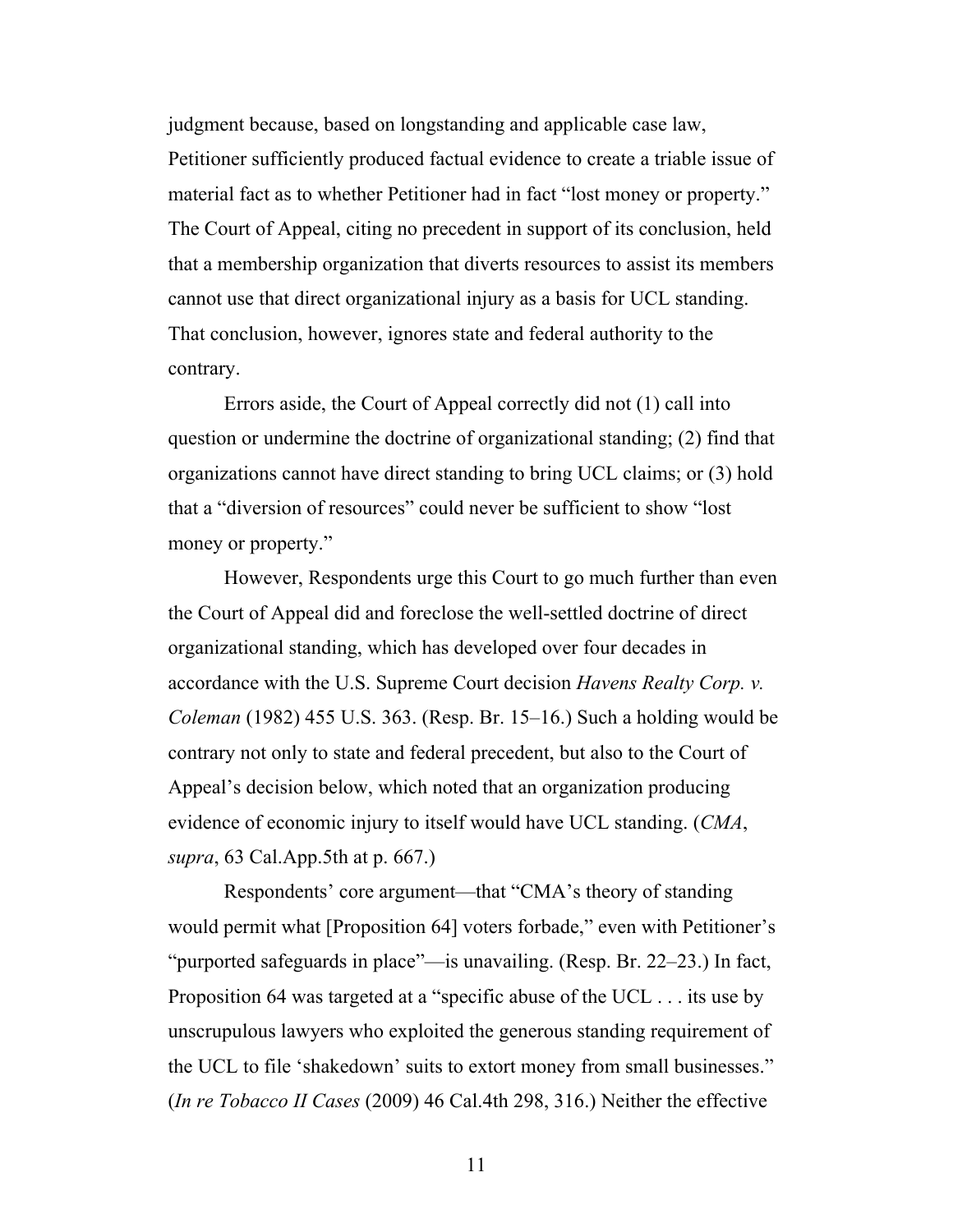judgment because, based on longstanding and applicable case law, Petitioner sufficiently produced factual evidence to create a triable issue of material fact as to whether Petitioner had in fact "lost money or property." The Court of Appeal, citing no precedent in support of its conclusion, held that a membership organization that diverts resources to assist its members cannot use that direct organizational injury as a basis for UCL standing. That conclusion, however, ignores state and federal authority to the contrary.

Errors aside, the Court of Appeal correctly did not (1) call into question or undermine the doctrine of organizational standing; (2) find that organizations cannot have direct standing to bring UCL claims; or (3) hold that a "diversion of resources" could never be sufficient to show "lost money or property."

However, Respondents urge this Court to go much further than even the Court of Appeal did and foreclose the well-settled doctrine of direct organizational standing, which has developed over four decades in accordance with the U.S. Supreme Court decision *Havens Realty Corp. v. Coleman* (1982) 455 U.S. 363. (Resp. Br. 15–16.) Such a holding would be contrary not only to state and federal precedent, but also to the Court of Appeal's decision below, which noted that an organization producing evidence of economic injury to itself would have UCL standing. (*CMA*, *supra*, 63 Cal.App.5th at p. 667.)

Respondents' core argument—that "CMA's theory of standing would permit what [Proposition 64] voters forbade," even with Petitioner's "purported safeguards in place"—is unavailing. (Resp. Br. 22–23.) In fact, Proposition 64 was targeted at a "specific abuse of the UCL . . . its use by unscrupulous lawyers who exploited the generous standing requirement of the UCL to file 'shakedown' suits to extort money from small businesses." (*In re Tobacco II Cases* (2009) 46 Cal.4th 298, 316.) Neither the effective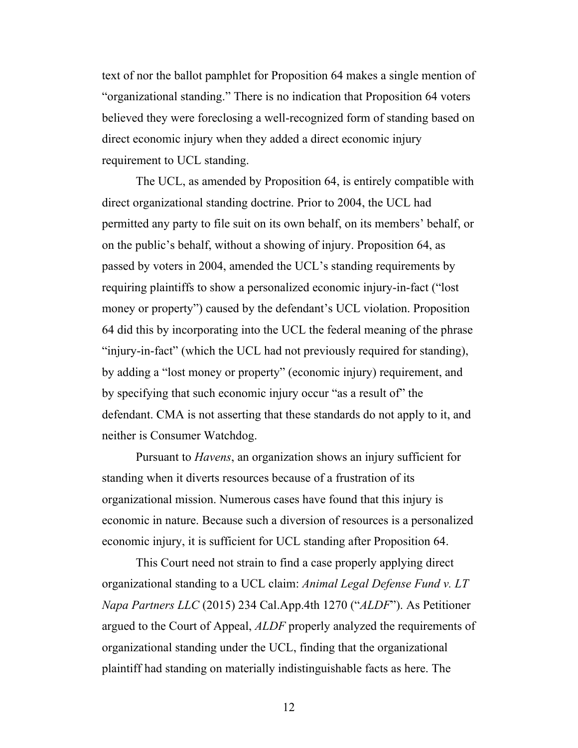text of nor the ballot pamphlet for Proposition 64 makes a single mention of "organizational standing." There is no indication that Proposition 64 voters believed they were foreclosing a well-recognized form of standing based on direct economic injury when they added a direct economic injury requirement to UCL standing.

The UCL, as amended by Proposition 64, is entirely compatible with direct organizational standing doctrine. Prior to 2004, the UCL had permitted any party to file suit on its own behalf, on its members' behalf, or on the public's behalf, without a showing of injury. Proposition 64, as passed by voters in 2004, amended the UCL's standing requirements by requiring plaintiffs to show a personalized economic injury-in-fact ("lost money or property") caused by the defendant's UCL violation. Proposition 64 did this by incorporating into the UCL the federal meaning of the phrase "injury-in-fact" (which the UCL had not previously required for standing), by adding a "lost money or property" (economic injury) requirement, and by specifying that such economic injury occur "as a result of" the defendant. CMA is not asserting that these standards do not apply to it, and neither is Consumer Watchdog.

Pursuant to *Havens*, an organization shows an injury sufficient for standing when it diverts resources because of a frustration of its organizational mission. Numerous cases have found that this injury is economic in nature. Because such a diversion of resources is a personalized economic injury, it is sufficient for UCL standing after Proposition 64.

This Court need not strain to find a case properly applying direct organizational standing to a UCL claim: *Animal Legal Defense Fund v. LT Napa Partners LLC* (2015) 234 Cal.App.4th 1270 ("*ALDF*"). As Petitioner argued to the Court of Appeal, *ALDF* properly analyzed the requirements of organizational standing under the UCL, finding that the organizational plaintiff had standing on materially indistinguishable facts as here. The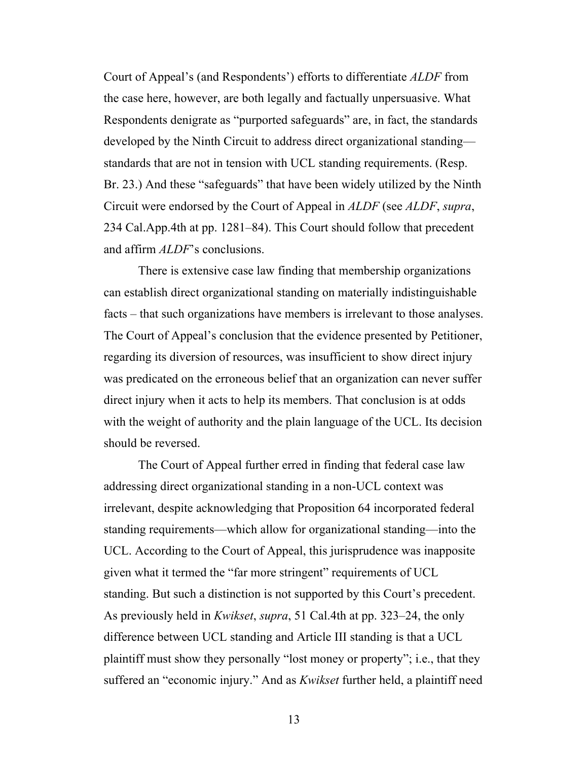Court of Appeal's (and Respondents') efforts to differentiate *ALDF* from the case here, however, are both legally and factually unpersuasive. What Respondents denigrate as "purported safeguards" are, in fact, the standards developed by the Ninth Circuit to address direct organizational standing—standards that are not in tension with UCL standing requirements. (Resp. Br. 23.) And these "safeguards" that have been widely utilized by the Ninth Circuit were endorsed by the Court of Appeal in *ALDF* (see *ALDF*, *supra*, 234 Cal.App.4th at pp. 1281–84). This Court should follow that precedent and affirm *ALDF*'s conclusions.

There is extensive case law finding that membership organizations can establish direct organizational standing on materially indistinguishable facts – that such organizations have members is irrelevant to those analyses. The Court of Appeal's conclusion that the evidence presented by Petitioner, regarding its diversion of resources, was insufficient to show direct injury was predicated on the erroneous belief that an organization can never suffer direct injury when it acts to help its members. That conclusion is at odds with the weight of authority and the plain language of the UCL. Its decision should be reversed.

The Court of Appeal further erred in finding that federal case law addressing direct organizational standing in a non-UCL context was irrelevant, despite acknowledging that Proposition 64 incorporated federal standing requirements—which allow for organizational standing—into the UCL. According to the Court of Appeal, this jurisprudence was inapposite given what it termed the "far more stringent" requirements of UCL standing. But such a distinction is not supported by this Court's precedent. As previously held in *Kwikset*, *supra*, 51 Cal.4th at pp. 323–24, the only difference between UCL standing and Article III standing is that a UCL plaintiff must show they personally "lost money or property"; i.e., that they suffered an "economic injury." And as *Kwikset* further held, a plaintiff need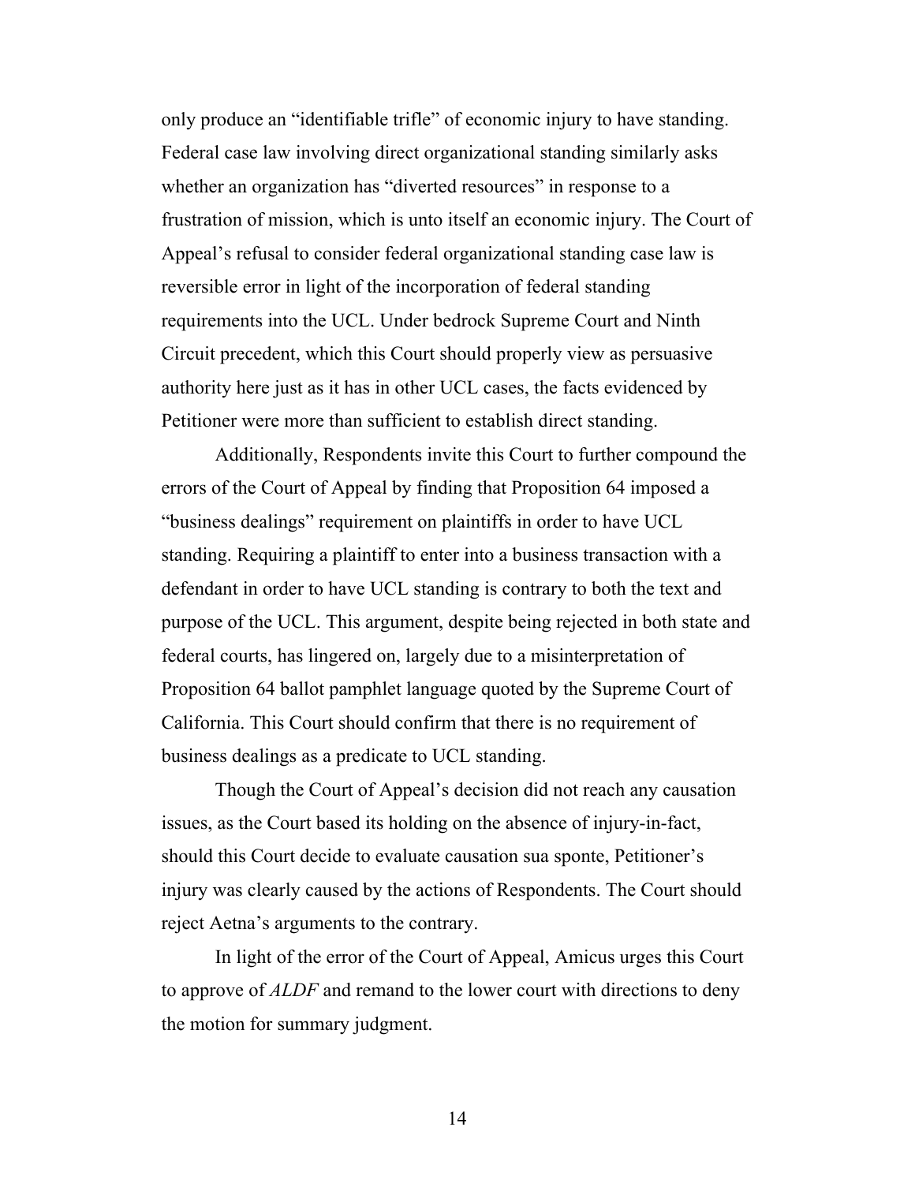only produce an "identifiable trifle" of economic injury to have standing. Federal case law involving direct organizational standing similarly asks whether an organization has "diverted resources" in response to a frustration of mission, which is unto itself an economic injury. The Court of Appeal's refusal to consider federal organizational standing case law is reversible error in light of the incorporation of federal standing requirements into the UCL. Under bedrock Supreme Court and Ninth Circuit precedent, which this Court should properly view as persuasive authority here just as it has in other UCL cases, the facts evidenced by Petitioner were more than sufficient to establish direct standing.

Additionally, Respondents invite this Court to further compound the errors of the Court of Appeal by finding that Proposition 64 imposed a "business dealings" requirement on plaintiffs in order to have UCL standing. Requiring a plaintiff to enter into a business transaction with a defendant in order to have UCL standing is contrary to both the text and purpose of the UCL. This argument, despite being rejected in both state and federal courts, has lingered on, largely due to a misinterpretation of Proposition 64 ballot pamphlet language quoted by the Supreme Court of California. This Court should confirm that there is no requirement of business dealings as a predicate to UCL standing.

Though the Court of Appeal's decision did not reach any causation issues, as the Court based its holding on the absence of injury-in-fact, should this Court decide to evaluate causation sua sponte, Petitioner's injury was clearly caused by the actions of Respondents. The Court should reject Aetna's arguments to the contrary.

In light of the error of the Court of Appeal, Amicus urges this Court to approve of *ALDF* and remand to the lower court with directions to deny the motion for summary judgment.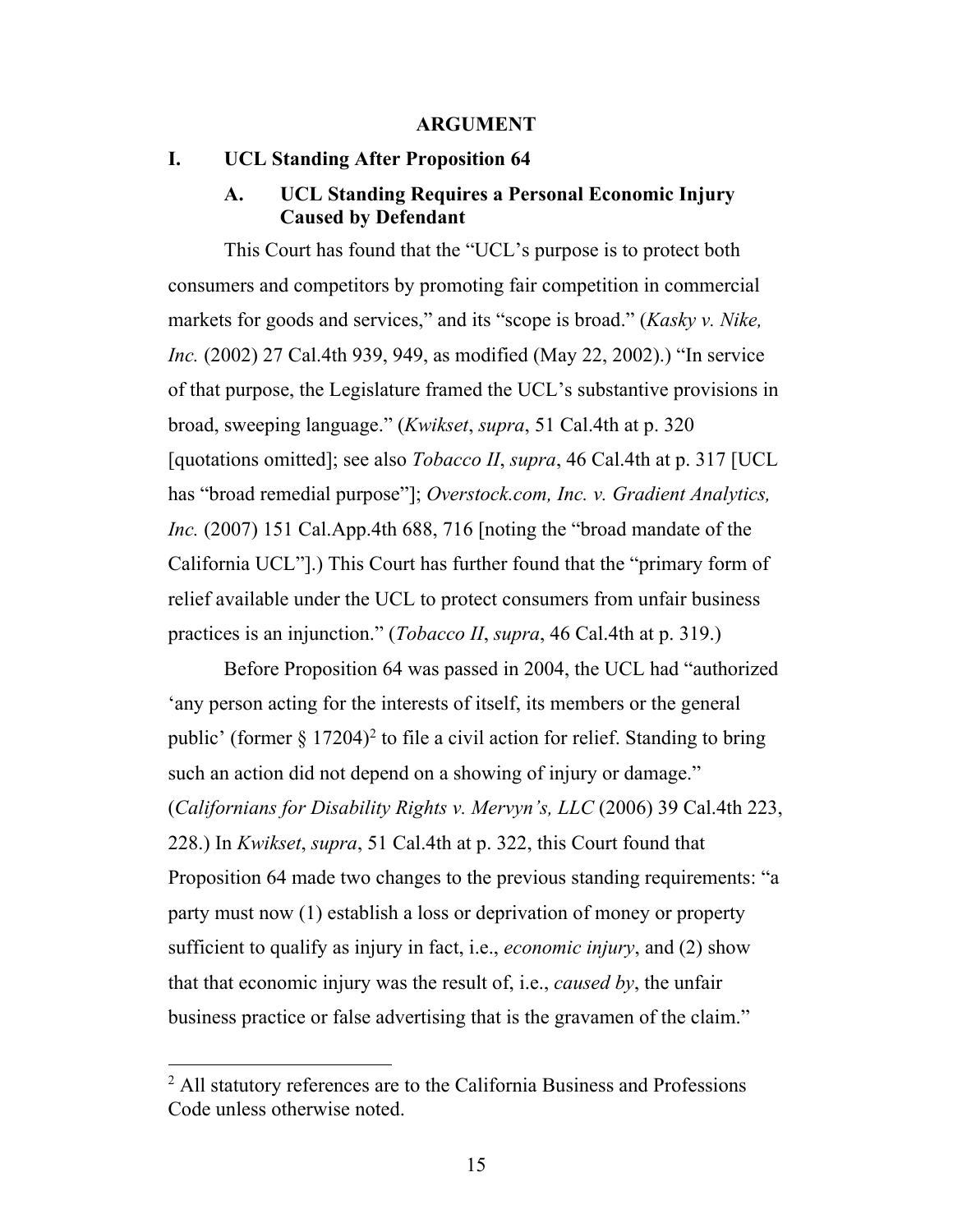# ARGUMENT

## I. UCL Standing After Proposition 64

### A. UCL Standing Requires a Personal Economic Injury Caused by Defendant

This Court has found that the "UCL's purpose is to protect both consumers and competitors by promoting fair competition in commercial markets for goods and services," and its "scope is broad." (*Kasky v. Nike, Inc.* (2002) 27 Cal.4th 939, 949, as modified (May 22, 2002).) "In service of that purpose, the Legislature framed the UCL's substantive provisions in broad, sweeping language." (*Kwikset*, *supra*, 51 Cal.4th at p. 320 [quotations omitted]; see also *Tobacco II*, *supra*, 46 Cal.4th at p. 317 [UCL has "broad remedial purpose"]; *Overstock.com, Inc. v. Gradient Analytics, Inc.* (2007) 151 Cal.App.4th 688, 716 [noting the "broad mandate of the California UCL"].) This Court has further found that the "primary form of relief available under the UCL to protect consumers from unfair business practices is an injunction." (*Tobacco II*, *supra*, 46 Cal.4th at p. 319.)

Before Proposition 64 was passed in 2004, the UCL had "authorized 'any person acting for the interests of itself, its members or the general public' (former § 17204)[2] to file a civil action for relief. Standing to bring such an action did not depend on a showing of injury or damage." (*Californians for Disability Rights v. Mervyn's, LLC* (2006) 39 Cal.4th 223, 228.) In *Kwikset*, *supra*, 51 Cal.4th at p. 322, this Court found that Proposition 64 made two changes to the previous standing requirements: "a party must now (1) establish a loss or deprivation of money or property sufficient to qualify as injury in fact, i.e., *economic injury*, and (2) show that that economic injury was the result of, i.e., *caused by*, the unfair business practice or false advertising that is the gravamen of the claim."

---

[2] All statutory references are to the California Business and Professions Code unless otherwise noted.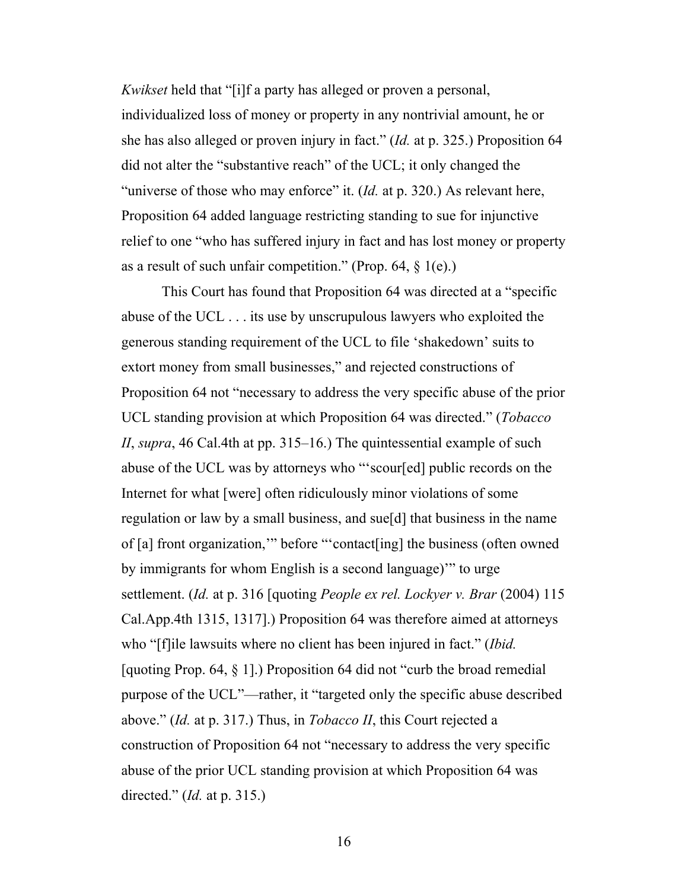*Kwikset* held that "[i]f a party has alleged or proven a personal, individualized loss of money or property in any nontrivial amount, he or she has also alleged or proven injury in fact." (*Id.* at p. 325.) Proposition 64 did not alter the "substantive reach" of the UCL; it only changed the "universe of those who may enforce" it. (*Id.* at p. 320.) As relevant here, Proposition 64 added language restricting standing to sue for injunctive relief to one "who has suffered injury in fact and has lost money or property as a result of such unfair competition." (Prop. 64, § 1(e).)

This Court has found that Proposition 64 was directed at a "specific abuse of the UCL . . . its use by unscrupulous lawyers who exploited the generous standing requirement of the UCL to file 'shakedown' suits to extort money from small businesses," and rejected constructions of Proposition 64 not "necessary to address the very specific abuse of the prior UCL standing provision at which Proposition 64 was directed." (*Tobacco II*, *supra*, 46 Cal.4th at pp. 315–16.) The quintessential example of such abuse of the UCL was by attorneys who "'scour[ed] public records on the Internet for what [were] often ridiculously minor violations of some regulation or law by a small business, and sue[d] that business in the name of [a] front organization,'" before "'contact[ing] the business (often owned by immigrants for whom English is a second language)'" to urge settlement. (*Id.* at p. 316 [quoting *People ex rel. Lockyer v. Brar* (2004) 115 Cal.App.4th 1315, 1317].) Proposition 64 was therefore aimed at attorneys who "[f]ile lawsuits where no client has been injured in fact." (*Ibid.* [quoting Prop. 64, § 1].) Proposition 64 did not "curb the broad remedial purpose of the UCL"—rather, it "targeted only the specific abuse described above." (*Id.* at p. 317.) Thus, in *Tobacco II*, this Court rejected a construction of Proposition 64 not "necessary to address the very specific abuse of the prior UCL standing provision at which Proposition 64 was directed." (*Id.* at p. 315.)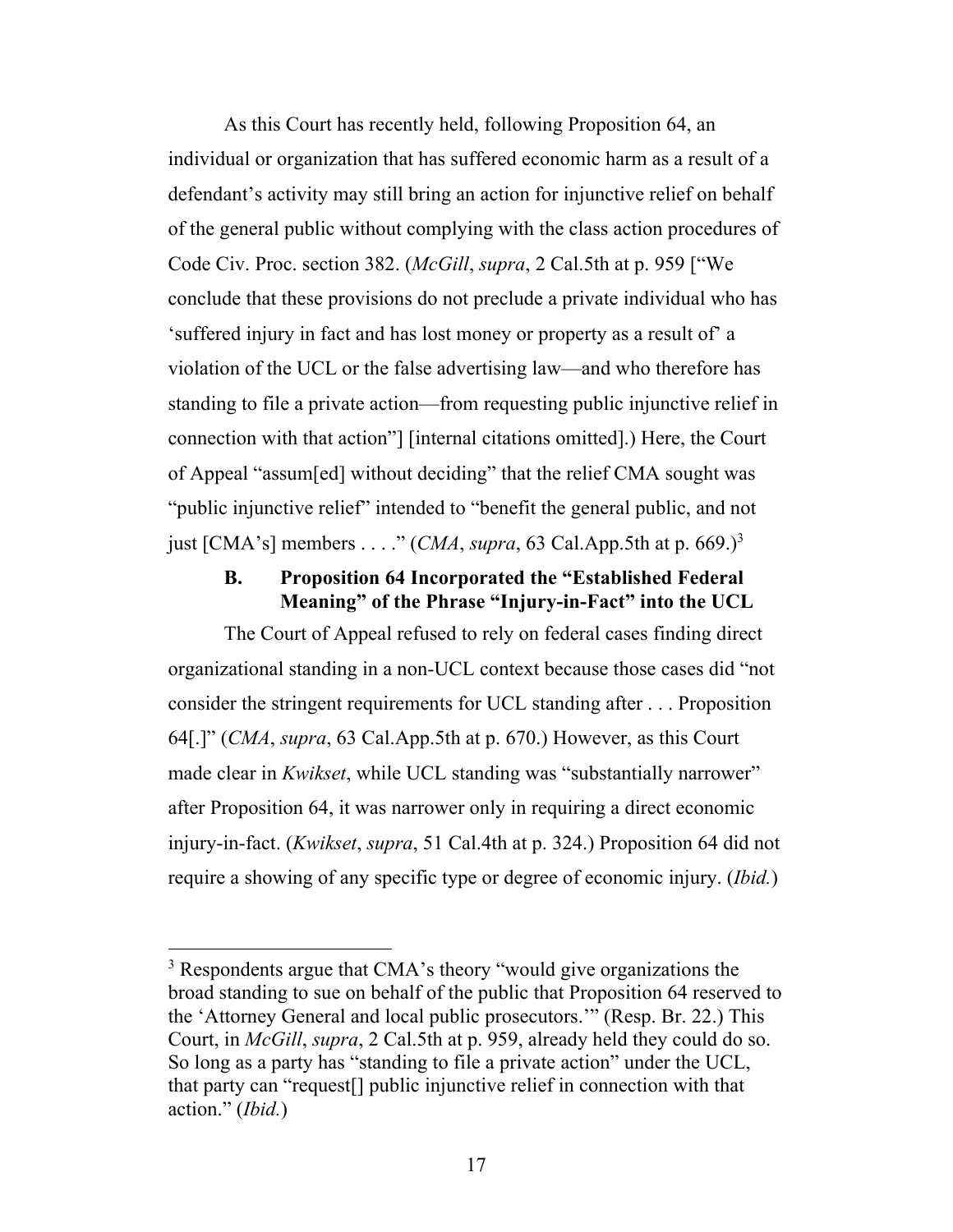As this Court has recently held, following Proposition 64, an individual or organization that has suffered economic harm as a result of a defendant's activity may still bring an action for injunctive relief on behalf of the general public without complying with the class action procedures of Code Civ. Proc. section 382. (*McGill*, *supra*, 2 Cal.5th at p. 959 ["We conclude that these provisions do not preclude a private individual who has 'suffered injury in fact and has lost money or property as a result of' a violation of the UCL or the false advertising law—and who therefore has standing to file a private action—from requesting public injunctive relief in connection with that action"] [internal citations omitted].) Here, the Court of Appeal "assum[ed] without deciding" that the relief CMA sought was "public injunctive relief" intended to "benefit the general public, and not just [CMA's] members . . . ." (*CMA*, *supra*, 63 Cal.App.5th at p. 669.)[3]

### B. Proposition 64 Incorporated the "Established Federal Meaning" of the Phrase "Injury-in-Fact" into the UCL

The Court of Appeal refused to rely on federal cases finding direct organizational standing in a non-UCL context because those cases did "not consider the stringent requirements for UCL standing after . . . Proposition 64[.]" (*CMA*, *supra*, 63 Cal.App.5th at p. 670.) However, as this Court made clear in *Kwikset*, while UCL standing was "substantially narrower" after Proposition 64, it was narrower only in requiring a direct economic injury-in-fact. (*Kwikset*, *supra*, 51 Cal.4th at p. 324.) Proposition 64 did not require a showing of any specific type or degree of economic injury. (*Ibid.*)

---

[3] Respondents argue that CMA's theory "would give organizations the broad standing to sue on behalf of the public that Proposition 64 reserved to the 'Attorney General and local public prosecutors.'" (Resp. Br. 22.) This Court, in *McGill*, *supra*, 2 Cal.5th at p. 959, already held they could do so. So long as a party has "standing to file a private action" under the UCL, that party can "request[] public injunctive relief in connection with that action." (*Ibid.*)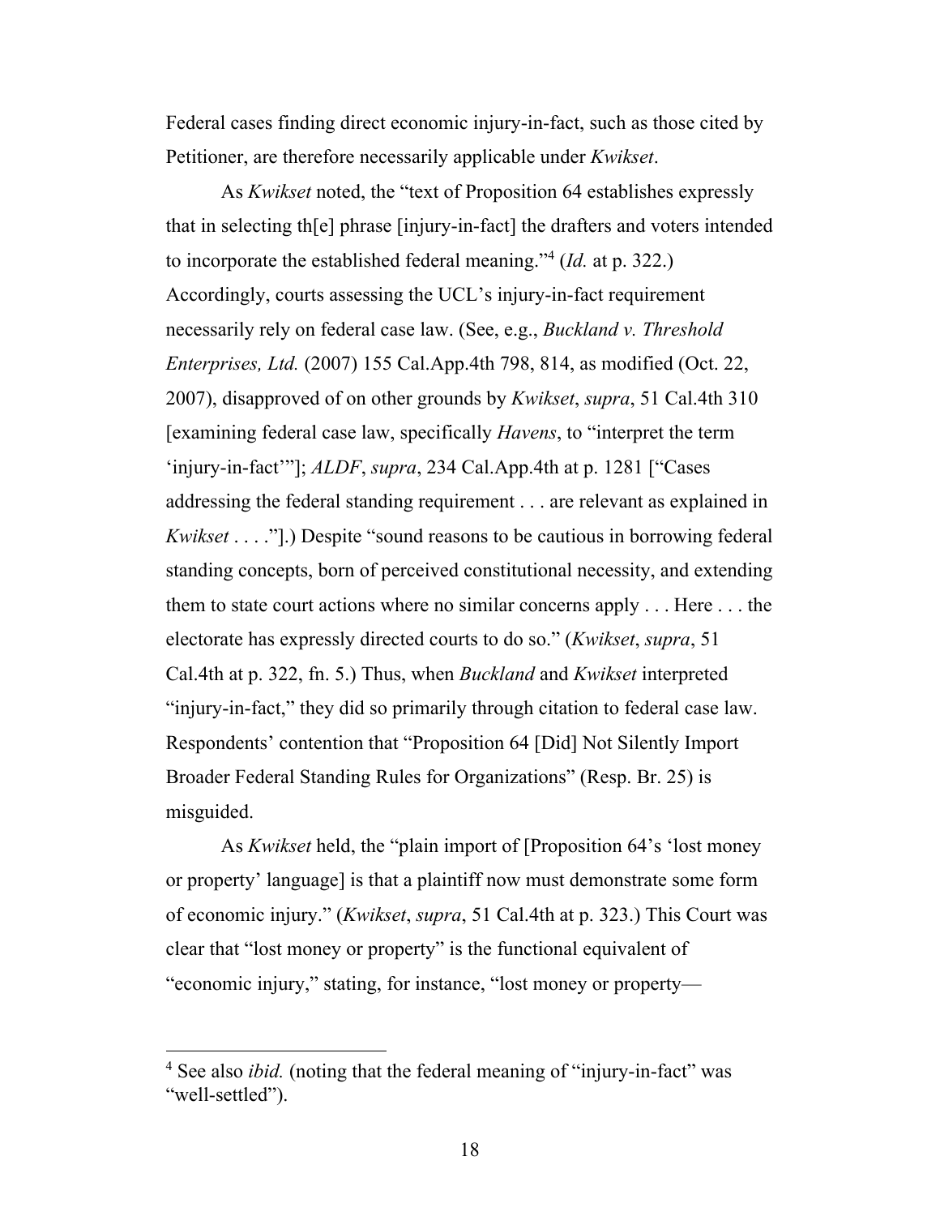Federal cases finding direct economic injury-in-fact, such as those cited by Petitioner, are therefore necessarily applicable under *Kwikset*.

As *Kwikset* noted, the "text of Proposition 64 establishes expressly that in selecting th[e] phrase [injury-in-fact] the drafters and voters intended to incorporate the established federal meaning."[4] (*Id.* at p. 322.) Accordingly, courts assessing the UCL's injury-in-fact requirement necessarily rely on federal case law. (See, e.g., *Buckland v. Threshold Enterprises, Ltd.* (2007) 155 Cal.App.4th 798, 814, as modified (Oct. 22, 2007), disapproved of on other grounds by *Kwikset*, *supra*, 51 Cal.4th 310 [examining federal case law, specifically *Havens*, to "interpret the term 'injury-in-fact'"]; *ALDF*, *supra*, 234 Cal.App.4th at p. 1281 ["Cases addressing the federal standing requirement . . . are relevant as explained in *Kwikset* . . . ."].) Despite "sound reasons to be cautious in borrowing federal standing concepts, born of perceived constitutional necessity, and extending them to state court actions where no similar concerns apply . . . Here . . . the electorate has expressly directed courts to do so." (*Kwikset*, *supra*, 51 Cal.4th at p. 322, fn. 5.) Thus, when *Buckland* and *Kwikset* interpreted "injury-in-fact," they did so primarily through citation to federal case law. Respondents' contention that "Proposition 64 [Did] Not Silently Import Broader Federal Standing Rules for Organizations" (Resp. Br. 25) is misguided.

As *Kwikset* held, the "plain import of [Proposition 64's 'lost money or property' language] is that a plaintiff now must demonstrate some form of economic injury." (*Kwikset*, *supra*, 51 Cal.4th at p. 323.) This Court was clear that "lost money or property" is the functional equivalent of "economic injury," stating, for instance, "lost money or property—

[4] See also *ibid.* (noting that the federal meaning of "injury-in-fact" was "well-settled").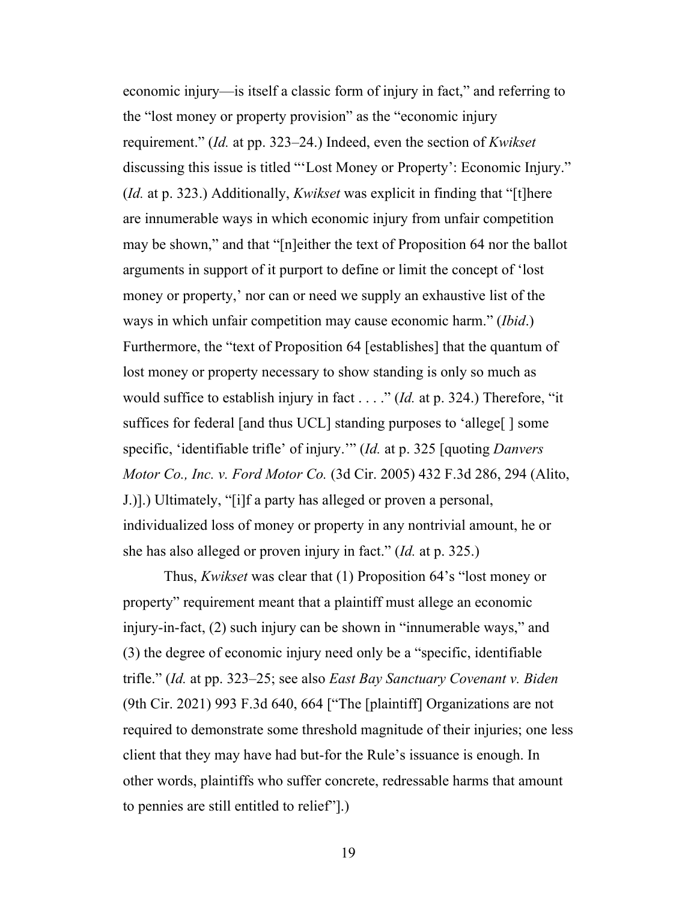economic injury—is itself a classic form of injury in fact," and referring to the "lost money or property provision" as the "economic injury requirement." (*Id.* at pp. 323–24.) Indeed, even the section of *Kwikset* discussing this issue is titled "'Lost Money or Property': Economic Injury." (*Id.* at p. 323.) Additionally, *Kwikset* was explicit in finding that "[t]here are innumerable ways in which economic injury from unfair competition may be shown," and that "[n]either the text of Proposition 64 nor the ballot arguments in support of it purport to define or limit the concept of 'lost money or property,' nor can or need we supply an exhaustive list of the ways in which unfair competition may cause economic harm." (*Ibid*.) Furthermore, the "text of Proposition 64 [establishes] that the quantum of lost money or property necessary to show standing is only so much as would suffice to establish injury in fact . . . ." (*Id.* at p. 324.) Therefore, "it suffices for federal [and thus UCL] standing purposes to 'allege[ ] some specific, 'identifiable trifle' of injury.'" (*Id.* at p. 325 [quoting *Danvers Motor Co., Inc. v. Ford Motor Co.* (3d Cir. 2005) 432 F.3d 286, 294 (Alito, J.)].) Ultimately, "[i]f a party has alleged or proven a personal, individualized loss of money or property in any nontrivial amount, he or she has also alleged or proven injury in fact." (*Id.* at p. 325.)

Thus, *Kwikset* was clear that (1) Proposition 64's "lost money or property" requirement meant that a plaintiff must allege an economic injury-in-fact, (2) such injury can be shown in "innumerable ways," and (3) the degree of economic injury need only be a "specific, identifiable trifle." (*Id.* at pp. 323–25; see also *East Bay Sanctuary Covenant v. Biden* (9th Cir. 2021) 993 F.3d 640, 664 ["The [plaintiff] Organizations are not required to demonstrate some threshold magnitude of their injuries; one less client that they may have had but-for the Rule's issuance is enough. In other words, plaintiffs who suffer concrete, redressable harms that amount to pennies are still entitled to relief"].)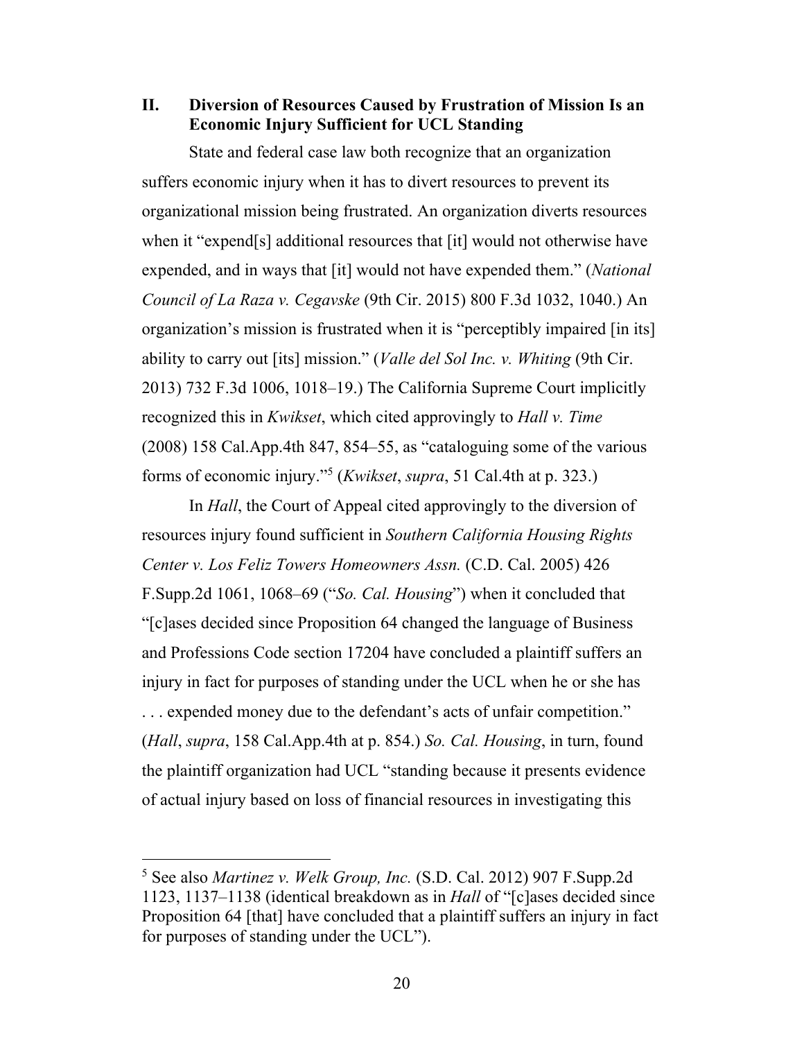## II. Diversion of Resources Caused by Frustration of Mission Is an Economic Injury Sufficient for UCL Standing

State and federal case law both recognize that an organization suffers economic injury when it has to divert resources to prevent its organizational mission being frustrated. An organization diverts resources when it "expend[s] additional resources that [it] would not otherwise have expended, and in ways that [it] would not have expended them." (*National Council of La Raza v. Cegavske* (9th Cir. 2015) 800 F.3d 1032, 1040.) An organization's mission is frustrated when it is "perceptibly impaired [in its] ability to carry out [its] mission." (*Valle del Sol Inc. v. Whiting* (9th Cir. 2013) 732 F.3d 1006, 1018–19.) The California Supreme Court implicitly recognized this in *Kwikset*, which cited approvingly to *Hall v. Time* (2008) 158 Cal.App.4th 847, 854–55, as "cataloguing some of the various forms of economic injury."[5] (*Kwikset*, *supra*, 51 Cal.4th at p. 323.)

In *Hall*, the Court of Appeal cited approvingly to the diversion of resources injury found sufficient in *Southern California Housing Rights Center v. Los Feliz Towers Homeowners Assn.* (C.D. Cal. 2005) 426 F.Supp.2d 1061, 1068–69 ("*So. Cal. Housing*") when it concluded that "[c]ases decided since Proposition 64 changed the language of Business and Professions Code section 17204 have concluded a plaintiff suffers an injury in fact for purposes of standing under the UCL when he or she has . . . expended money due to the defendant's acts of unfair competition." (*Hall*, *supra*, 158 Cal.App.4th at p. 854.) *So. Cal. Housing*, in turn, found the plaintiff organization had UCL "standing because it presents evidence of actual injury based on loss of financial resources in investigating this

---

[5] See also *Martinez v. Welk Group, Inc.* (S.D. Cal. 2012) 907 F.Supp.2d 1123, 1137–1138 (identical breakdown as in *Hall* of "[c]ases decided since Proposition 64 [that] have concluded that a plaintiff suffers an injury in fact for purposes of standing under the UCL").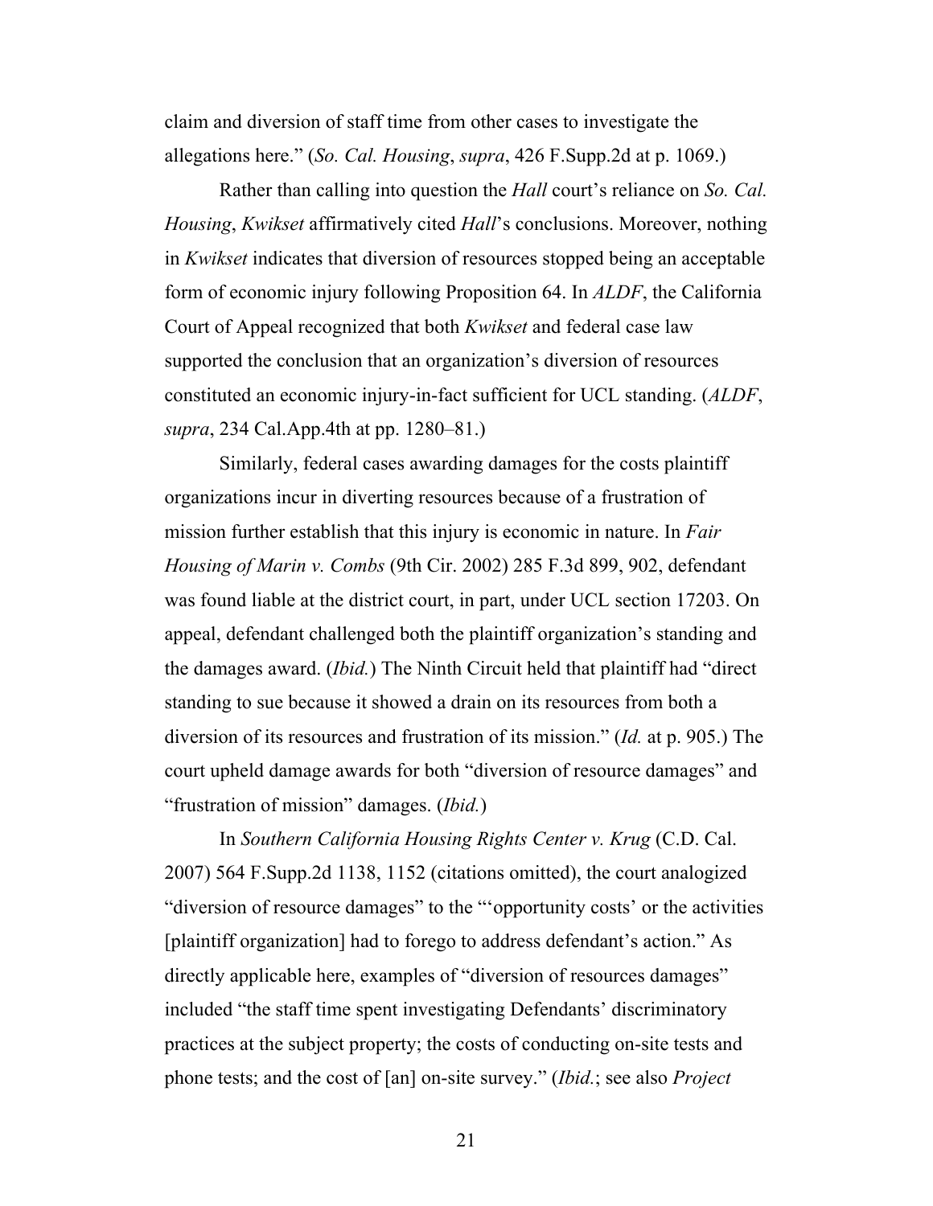claim and diversion of staff time from other cases to investigate the allegations here." (*So. Cal. Housing*, *supra*, 426 F.Supp.2d at p. 1069.)

Rather than calling into question the *Hall* court's reliance on *So. Cal. Housing*, *Kwikset* affirmatively cited *Hall*'s conclusions. Moreover, nothing in *Kwikset* indicates that diversion of resources stopped being an acceptable form of economic injury following Proposition 64. In *ALDF*, the California Court of Appeal recognized that both *Kwikset* and federal case law supported the conclusion that an organization's diversion of resources constituted an economic injury-in-fact sufficient for UCL standing. (*ALDF*, *supra*, 234 Cal.App.4th at pp. 1280–81.)

Similarly, federal cases awarding damages for the costs plaintiff organizations incur in diverting resources because of a frustration of mission further establish that this injury is economic in nature. In *Fair Housing of Marin v. Combs* (9th Cir. 2002) 285 F.3d 899, 902, defendant was found liable at the district court, in part, under UCL section 17203. On appeal, defendant challenged both the plaintiff organization's standing and the damages award. (*Ibid.*) The Ninth Circuit held that plaintiff had "direct standing to sue because it showed a drain on its resources from both a diversion of its resources and frustration of its mission." (*Id.* at p. 905.) The court upheld damage awards for both "diversion of resource damages" and "frustration of mission" damages. (*Ibid.*)

In *Southern California Housing Rights Center v. Krug* (C.D. Cal. 2007) 564 F.Supp.2d 1138, 1152 (citations omitted), the court analogized "diversion of resource damages" to the "'opportunity costs' or the activities [plaintiff organization] had to forego to address defendant's action." As directly applicable here, examples of "diversion of resources damages" included "the staff time spent investigating Defendants' discriminatory practices at the subject property; the costs of conducting on-site tests and phone tests; and the cost of [an] on-site survey." (*Ibid.*; see also *Project*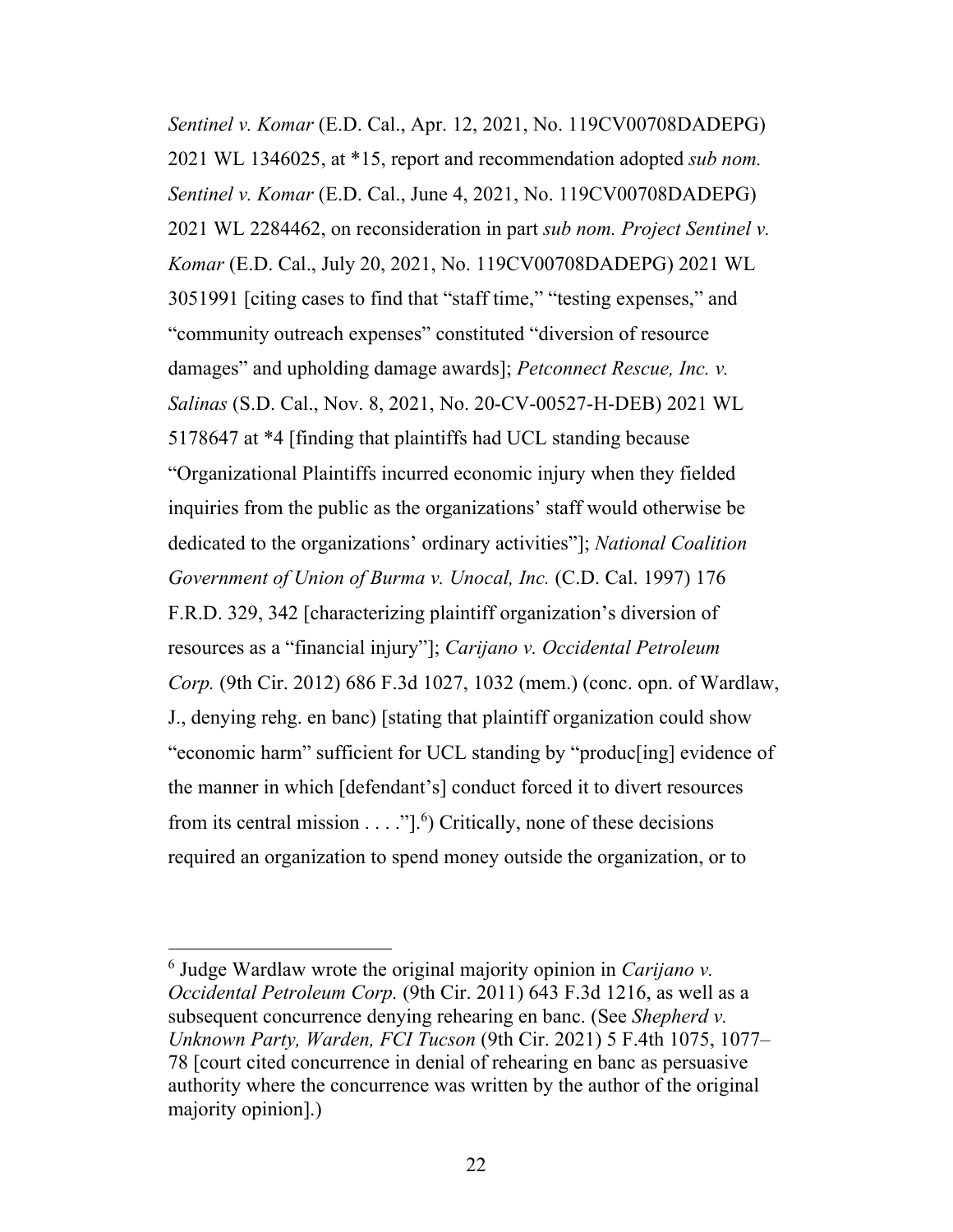*Sentinel v. Komar* (E.D. Cal., Apr. 12, 2021, No. 119CV00708DADEPG) 2021 WL 1346025, at *15, report and recommendation adopted *sub nom. Sentinel v. Komar* (E.D. Cal., June 4, 2021, No. 119CV00708DADEPG) 2021 WL 2284462, on reconsideration in part *sub nom. Project Sentinel v. Komar* (E.D. Cal., July 20, 2021, No. 119CV00708DADEPG) 2021 WL 3051991 [citing cases to find that "staff time," "testing expenses," and "community outreach expenses" constituted "diversion of resource damages" and upholding damage awards]; *Petconnect Rescue, Inc. v. Salinas* (S.D. Cal., Nov. 8, 2021, No. 20-CV-00527-H-DEB) 2021 WL 5178647 at *4 [finding that plaintiffs had UCL standing because "Organizational Plaintiffs incurred economic injury when they fielded inquiries from the public as the organizations' staff would otherwise be dedicated to the organizations' ordinary activities"]; *National Coalition Government of Union of Burma v. Unocal, Inc.* (C.D. Cal. 1997) 176 F.R.D. 329, 342 [characterizing plaintiff organization's diversion of resources as a "financial injury"]; *Carijano v. Occidental Petroleum Corp.* (9th Cir. 2012) 686 F.3d 1027, 1032 (mem.) (conc. opn. of Wardlaw, J., denying rehg. en banc) [stating that plaintiff organization could show "economic harm" sufficient for UCL standing by "produc[ing] evidence of the manner in which [defendant's] conduct forced it to divert resources from its central mission . . . ."].[6]) Critically, none of these decisions required an organization to spend money outside the organization, or to

---

[6] Judge Wardlaw wrote the original majority opinion in *Carijano v. Occidental Petroleum Corp.* (9th Cir. 2011) 643 F.3d 1216, as well as a subsequent concurrence denying rehearing en banc. (See *Shepherd v. Unknown Party, Warden, FCI Tucson* (9th Cir. 2021) 5 F.4th 1075, 1077–78 [court cited concurrence in denial of rehearing en banc as persuasive authority where the concurrence was written by the author of the original majority opinion].)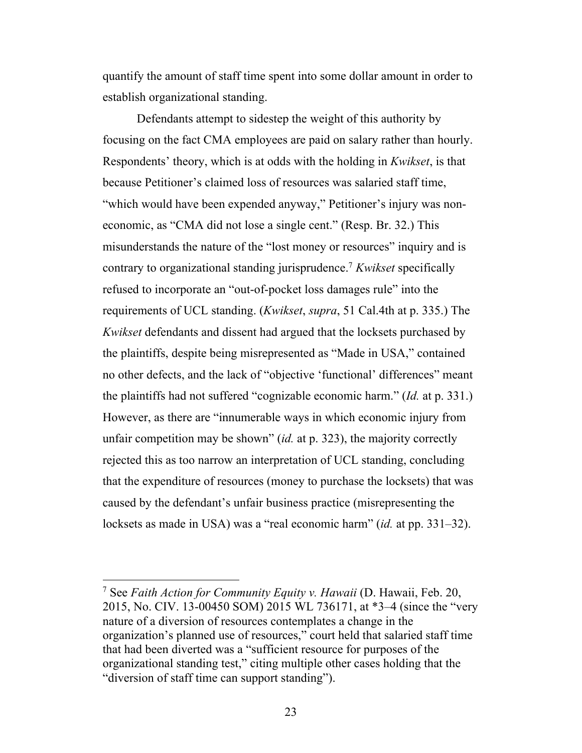quantify the amount of staff time spent into some dollar amount in order to establish organizational standing.

Defendants attempt to sidestep the weight of this authority by focusing on the fact CMA employees are paid on salary rather than hourly. Respondents' theory, which is at odds with the holding in *Kwikset*, is that because Petitioner's claimed loss of resources was salaried staff time, "which would have been expended anyway," Petitioner's injury was non-economic, as "CMA did not lose a single cent." (Resp. Br. 32.) This misunderstands the nature of the "lost money or resources" inquiry and is contrary to organizational standing jurisprudence.[7] *Kwikset* specifically refused to incorporate an "out-of-pocket loss damages rule" into the requirements of UCL standing. (*Kwikset*, *supra*, 51 Cal.4th at p. 335.) The *Kwikset* defendants and dissent had argued that the locksets purchased by the plaintiffs, despite being misrepresented as "Made in USA," contained no other defects, and the lack of "objective 'functional' differences" meant the plaintiffs had not suffered "cognizable economic harm." (*Id.* at p. 331.) However, as there are "innumerable ways in which economic injury from unfair competition may be shown" (*id.* at p. 323), the majority correctly rejected this as too narrow an interpretation of UCL standing, concluding that the expenditure of resources (money to purchase the locksets) that was caused by the defendant's unfair business practice (misrepresenting the locksets as made in USA) was a "real economic harm" (*id.* at pp. 331–32).

---

[7] See *Faith Action for Community Equity v. Hawaii* (D. Hawaii, Feb. 20, 2015, No. CIV. 13-00450 SOM) 2015 WL 736171, at *3–4 (since the "very nature of a diversion of resources contemplates a change in the organization's planned use of resources," court held that salaried staff time that had been diverted was a "sufficient resource for purposes of the organizational standing test," citing multiple other cases holding that the "diversion of staff time can support standing").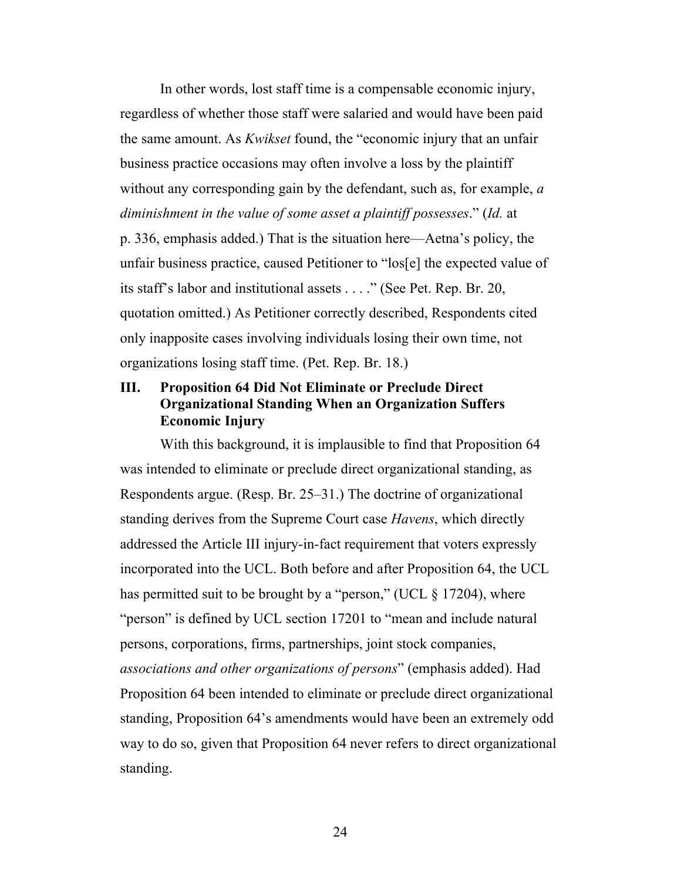In other words, lost staff time is a compensable economic injury, regardless of whether those staff were salaried and would have been paid the same amount. As *Kwikset* found, the "economic injury that an unfair business practice occasions may often involve a loss by the plaintiff without any corresponding gain by the defendant, such as, for example, *a diminishment in the value of some asset a plaintiff possesses*." (*Id.* at p. 336, emphasis added.) That is the situation here—Aetna's policy, the unfair business practice, caused Petitioner to "los[e] the expected value of its staff's labor and institutional assets . . . ." (See Pet. Rep. Br. 20, quotation omitted.) As Petitioner correctly described, Respondents cited only inapposite cases involving individuals losing their own time, not organizations losing staff time. (Pet. Rep. Br. 18.)

### III. Proposition 64 Did Not Eliminate or Preclude Direct Organizational Standing When an Organization Suffers Economic Injury

With this background, it is implausible to find that Proposition 64 was intended to eliminate or preclude direct organizational standing, as Respondents argue. (Resp. Br. 25–31.) The doctrine of organizational standing derives from the Supreme Court case *Havens*, which directly addressed the Article III injury-in-fact requirement that voters expressly incorporated into the UCL. Both before and after Proposition 64, the UCL has permitted suit to be brought by a "person," (UCL § 17204), where "person" is defined by UCL section 17201 to "mean and include natural persons, corporations, firms, partnerships, joint stock companies, *associations and other organizations of persons*" (emphasis added). Had Proposition 64 been intended to eliminate or preclude direct organizational standing, Proposition 64's amendments would have been an extremely odd way to do so, given that Proposition 64 never refers to direct organizational standing.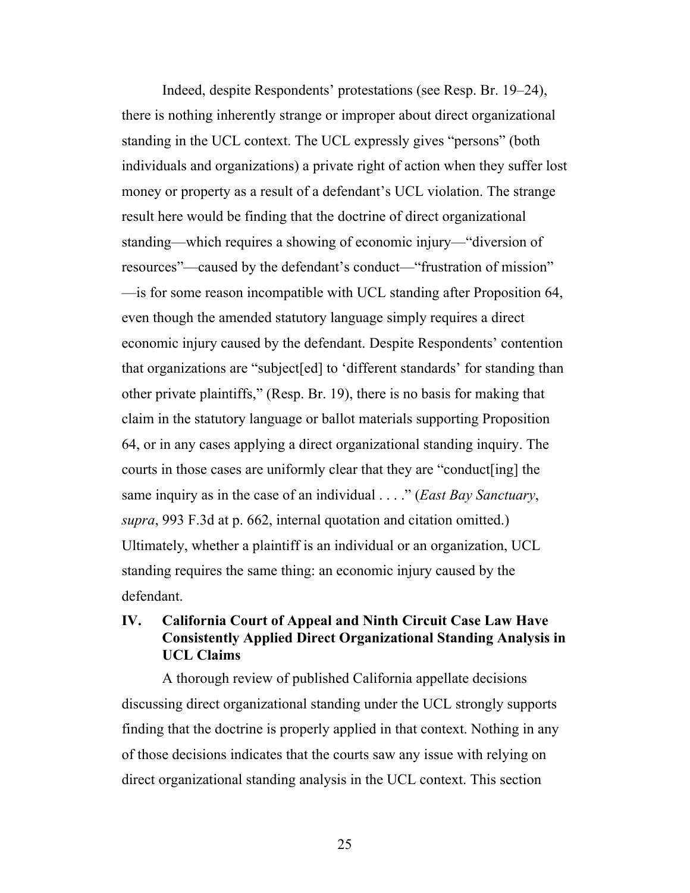Indeed, despite Respondents' protestations (see Resp. Br. 19–24), there is nothing inherently strange or improper about direct organizational standing in the UCL context. The UCL expressly gives "persons" (both individuals and organizations) a private right of action when they suffer lost money or property as a result of a defendant's UCL violation. The strange result here would be finding that the doctrine of direct organizational standing—which requires a showing of economic injury—"diversion of resources"—caused by the defendant's conduct—"frustration of mission"—is for some reason incompatible with UCL standing after Proposition 64, even though the amended statutory language simply requires a direct economic injury caused by the defendant. Despite Respondents' contention that organizations are "subject[ed] to 'different standards' for standing than other private plaintiffs," (Resp. Br. 19), there is no basis for making that claim in the statutory language or ballot materials supporting Proposition 64, or in any cases applying a direct organizational standing inquiry. The courts in those cases are uniformly clear that they are "conduct[ing] the same inquiry as in the case of an individual . . . ." (*East Bay Sanctuary*, *supra*, 993 F.3d at p. 662, internal quotation and citation omitted.) Ultimately, whether a plaintiff is an individual or an organization, UCL standing requires the same thing: an economic injury caused by the defendant.

## IV. California Court of Appeal and Ninth Circuit Case Law Have Consistently Applied Direct Organizational Standing Analysis in UCL Claims

A thorough review of published California appellate decisions discussing direct organizational standing under the UCL strongly supports finding that the doctrine is properly applied in that context. Nothing in any of those decisions indicates that the courts saw any issue with relying on direct organizational standing analysis in the UCL context. This section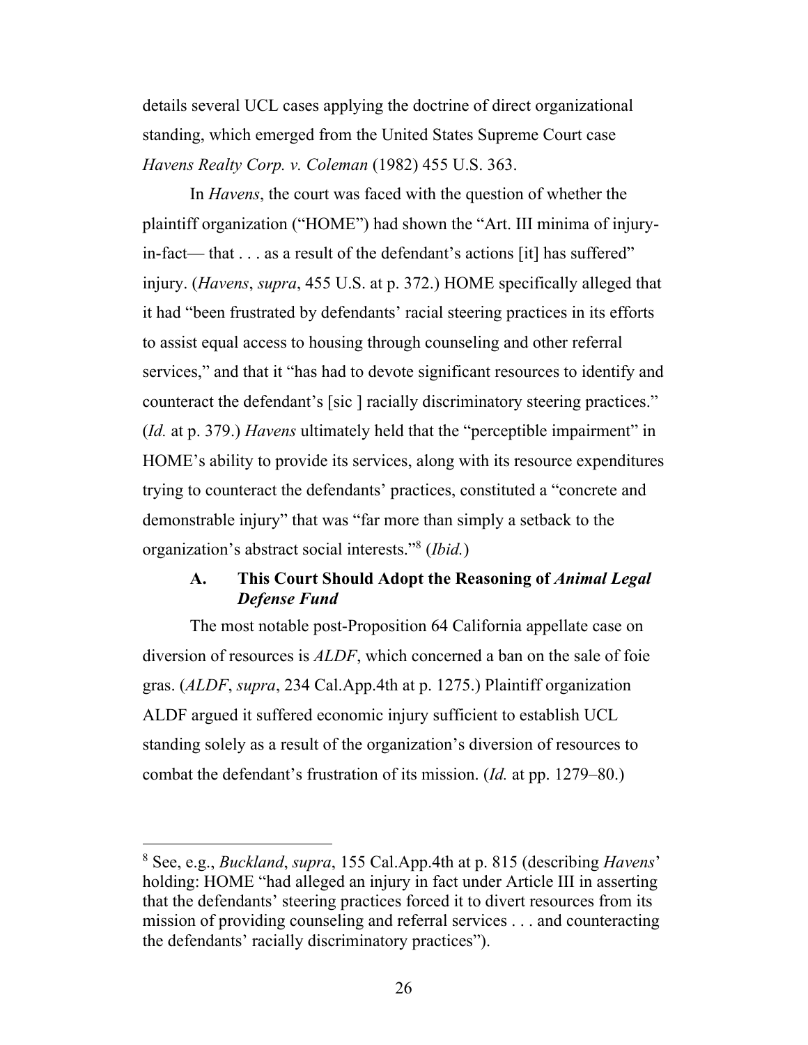details several UCL cases applying the doctrine of direct organizational standing, which emerged from the United States Supreme Court case *Havens Realty Corp. v. Coleman* (1982) 455 U.S. 363.

In *Havens*, the court was faced with the question of whether the plaintiff organization ("HOME") had shown the "Art. III minima of injury-in-fact— that . . . as a result of the defendant's actions [it] has suffered" injury. (*Havens*, *supra*, 455 U.S. at p. 372.) HOME specifically alleged that it had "been frustrated by defendants' racial steering practices in its efforts to assist equal access to housing through counseling and other referral services," and that it "has had to devote significant resources to identify and counteract the defendant's [sic ] racially discriminatory steering practices." (*Id.* at p. 379.) *Havens* ultimately held that the "perceptible impairment" in HOME's ability to provide its services, along with its resource expenditures trying to counteract the defendants' practices, constituted a "concrete and demonstrable injury" that was "far more than simply a setback to the organization's abstract social interests."[8] (*Ibid.*)

### A. This Court Should Adopt the Reasoning of *Animal Legal Defense Fund*

The most notable post-Proposition 64 California appellate case on diversion of resources is *ALDF*, which concerned a ban on the sale of foie gras. (*ALDF*, *supra*, 234 Cal.App.4th at p. 1275.) Plaintiff organization ALDF argued it suffered economic injury sufficient to establish UCL standing solely as a result of the organization's diversion of resources to combat the defendant's frustration of its mission. (*Id.* at pp. 1279–80.)

---

[8] See, e.g., *Buckland*, *supra*, 155 Cal.App.4th at p. 815 (describing *Havens*' holding: HOME "had alleged an injury in fact under Article III in asserting that the defendants' steering practices forced it to divert resources from its mission of providing counseling and referral services . . . and counteracting the defendants' racially discriminatory practices").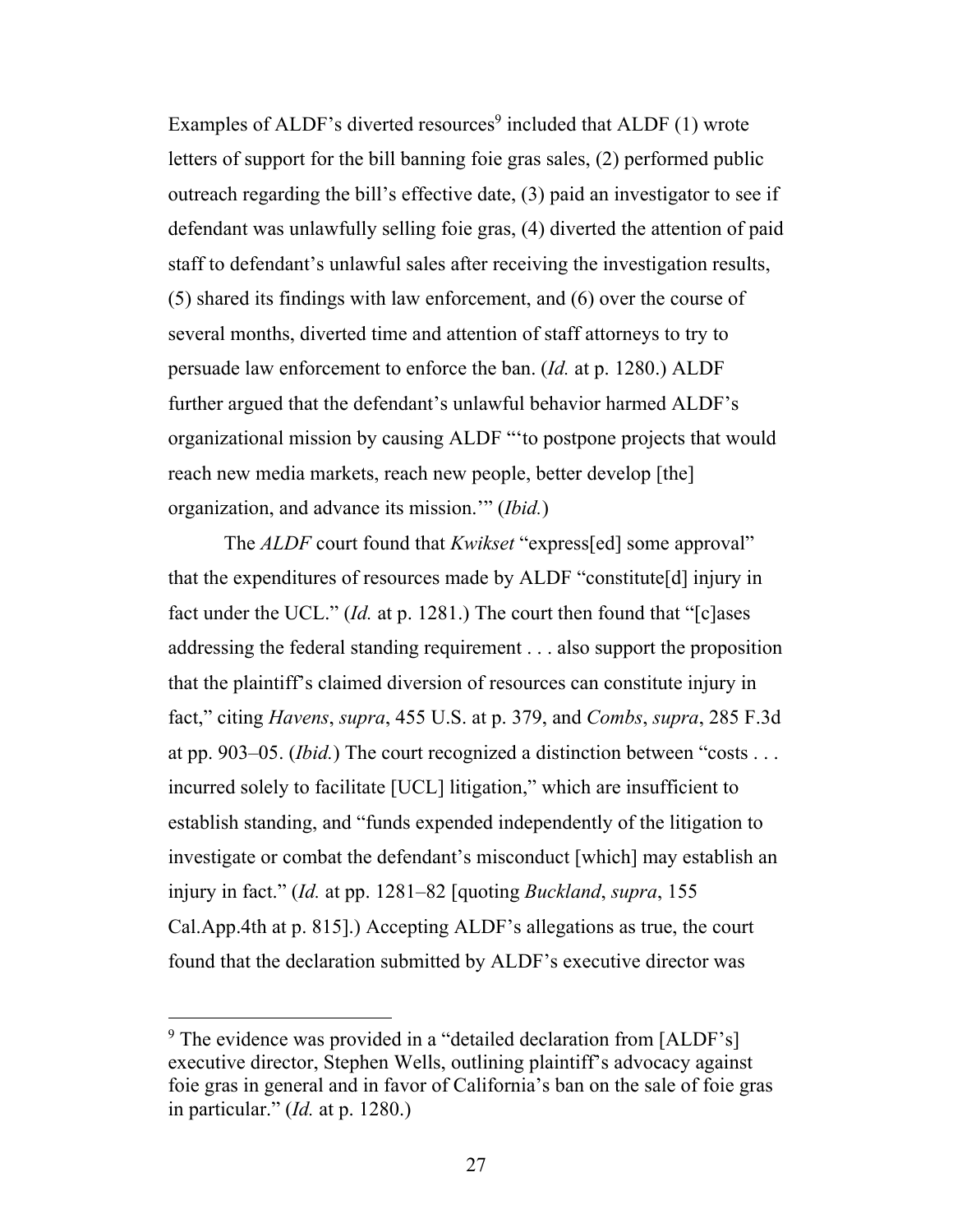Examples of ALDF's diverted resources[9] included that ALDF (1) wrote letters of support for the bill banning foie gras sales, (2) performed public outreach regarding the bill's effective date, (3) paid an investigator to see if defendant was unlawfully selling foie gras, (4) diverted the attention of paid staff to defendant's unlawful sales after receiving the investigation results, (5) shared its findings with law enforcement, and (6) over the course of several months, diverted time and attention of staff attorneys to try to persuade law enforcement to enforce the ban. (*Id.* at p. 1280.) ALDF further argued that the defendant's unlawful behavior harmed ALDF's organizational mission by causing ALDF "'to postpone projects that would reach new media markets, reach new people, better develop [the] organization, and advance its mission.'" (*Ibid.*)

The *ALDF* court found that *Kwikset* "express[ed] some approval" that the expenditures of resources made by ALDF "constitute[d] injury in fact under the UCL." (*Id.* at p. 1281.) The court then found that "[c]ases addressing the federal standing requirement . . . also support the proposition that the plaintiff's claimed diversion of resources can constitute injury in fact," citing *Havens*, *supra*, 455 U.S. at p. 379, and *Combs*, *supra*, 285 F.3d at pp. 903–05. (*Ibid.*) The court recognized a distinction between "costs . . . incurred solely to facilitate [UCL] litigation," which are insufficient to establish standing, and "funds expended independently of the litigation to investigate or combat the defendant's misconduct [which] may establish an injury in fact." (*Id.* at pp. 1281–82 [quoting *Buckland*, *supra*, 155 Cal.App.4th at p. 815].) Accepting ALDF's allegations as true, the court found that the declaration submitted by ALDF's executive director was

[9] The evidence was provided in a "detailed declaration from [ALDF's] executive director, Stephen Wells, outlining plaintiff's advocacy against foie gras in general and in favor of California's ban on the sale of foie gras in particular." (*Id.* at p. 1280.)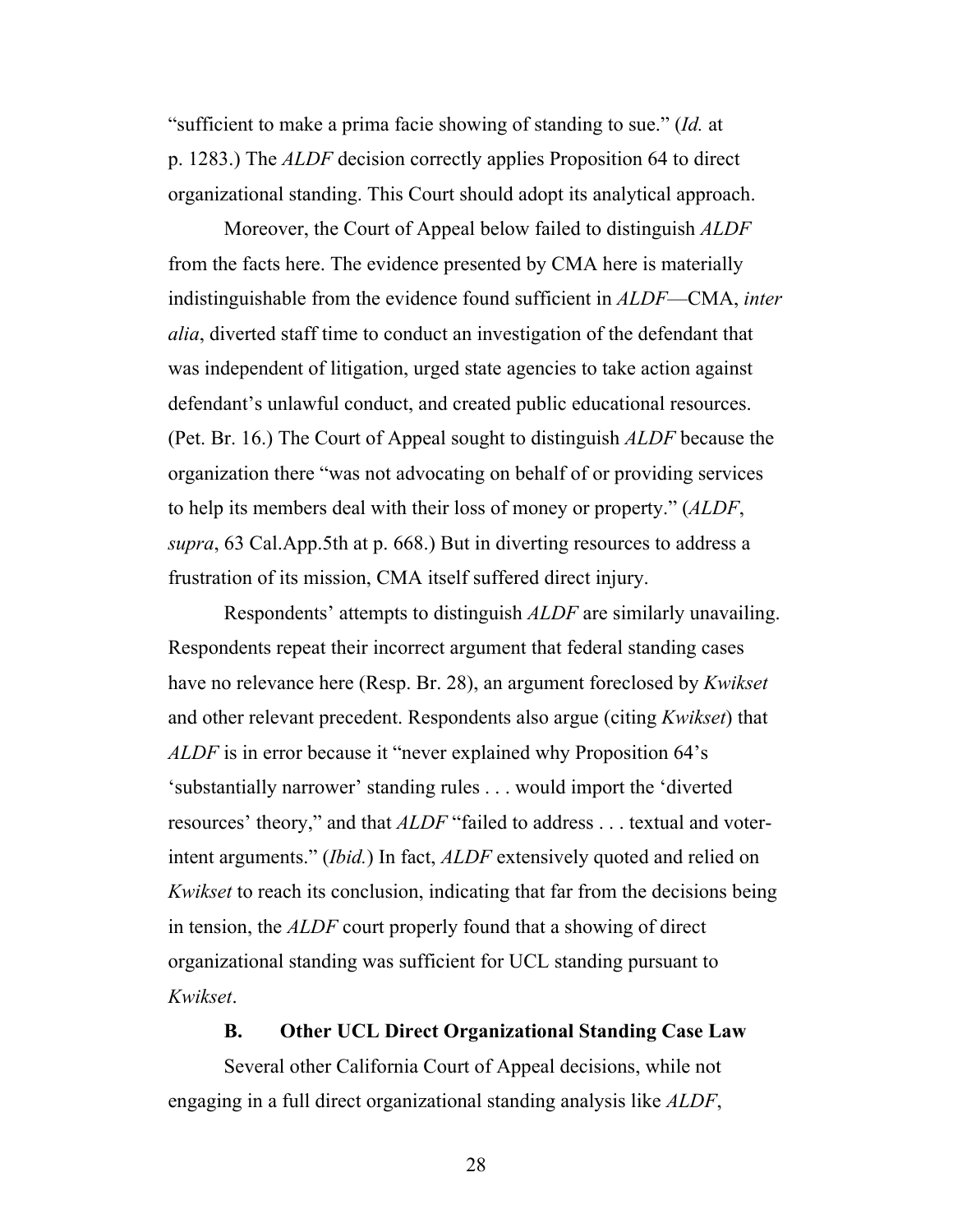"sufficient to make a prima facie showing of standing to sue." (*Id.* at p. 1283.) The *ALDF* decision correctly applies Proposition 64 to direct organizational standing. This Court should adopt its analytical approach.

Moreover, the Court of Appeal below failed to distinguish *ALDF* from the facts here. The evidence presented by CMA here is materially indistinguishable from the evidence found sufficient in *ALDF*—CMA, *inter alia*, diverted staff time to conduct an investigation of the defendant that was independent of litigation, urged state agencies to take action against defendant's unlawful conduct, and created public educational resources. (Pet. Br. 16.) The Court of Appeal sought to distinguish *ALDF* because the organization there "was not advocating on behalf of or providing services to help its members deal with their loss of money or property." (*ALDF*, *supra*, 63 Cal.App.5th at p. 668.) But in diverting resources to address a frustration of its mission, CMA itself suffered direct injury.

Respondents' attempts to distinguish *ALDF* are similarly unavailing. Respondents repeat their incorrect argument that federal standing cases have no relevance here (Resp. Br. 28), an argument foreclosed by *Kwikset* and other relevant precedent. Respondents also argue (citing *Kwikset*) that *ALDF* is in error because it "never explained why Proposition 64's 'substantially narrower' standing rules . . . would import the 'diverted resources' theory," and that *ALDF* "failed to address . . . textual and voter-intent arguments." (*Ibid.*) In fact, *ALDF* extensively quoted and relied on *Kwikset* to reach its conclusion, indicating that far from the decisions being in tension, the *ALDF* court properly found that a showing of direct organizational standing was sufficient for UCL standing pursuant to *Kwikset*.

### B. Other UCL Direct Organizational Standing Case Law

Several other California Court of Appeal decisions, while not engaging in a full direct organizational standing analysis like *ALDF*,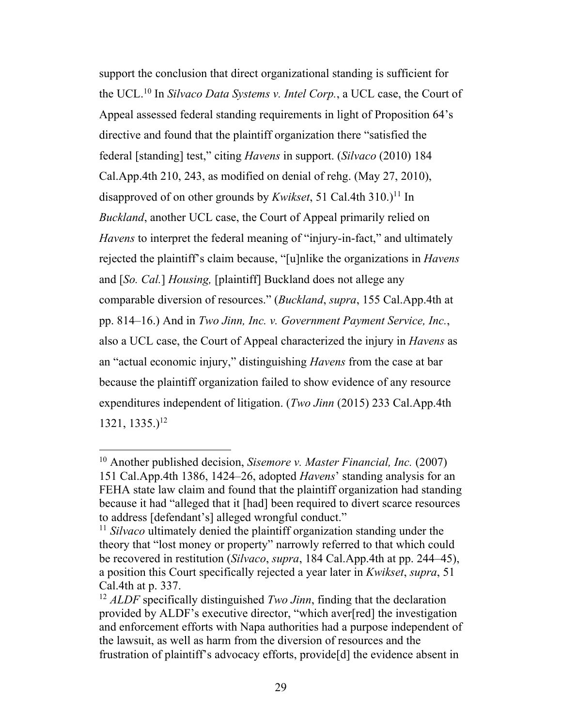support the conclusion that direct organizational standing is sufficient for the UCL.[10] In *Silvaco Data Systems v. Intel Corp.*, a UCL case, the Court of Appeal assessed federal standing requirements in light of Proposition 64's directive and found that the plaintiff organization there "satisfied the federal [standing] test," citing *Havens* in support. (*Silvaco* (2010) 184 Cal.App.4th 210, 243, as modified on denial of rehg. (May 27, 2010), disapproved of on other grounds by *Kwikset*, 51 Cal.4th 310.)[11] In *Buckland*, another UCL case, the Court of Appeal primarily relied on *Havens* to interpret the federal meaning of "injury-in-fact," and ultimately rejected the plaintiff's claim because, "[u]nlike the organizations in *Havens* and [*So. Cal.*] *Housing,* [plaintiff] Buckland does not allege any comparable diversion of resources." (*Buckland*, *supra*, 155 Cal.App.4th at pp. 814–16.) And in *Two Jinn, Inc. v. Government Payment Service, Inc.*, also a UCL case, the Court of Appeal characterized the injury in *Havens* as an "actual economic injury," distinguishing *Havens* from the case at bar because the plaintiff organization failed to show evidence of any resource expenditures independent of litigation. (*Two Jinn* (2015) 233 Cal.App.4th 1321, 1335.)[12]

---

[10] Another published decision, *Sisemore v. Master Financial, Inc.* (2007) 151 Cal.App.4th 1386, 1424–26, adopted *Havens*' standing analysis for an FEHA state law claim and found that the plaintiff organization had standing because it had "alleged that it [had] been required to divert scarce resources to address [defendant's] alleged wrongful conduct."

[11] *Silvaco* ultimately denied the plaintiff organization standing under the theory that "lost money or property" narrowly referred to that which could be recovered in restitution (*Silvaco*, *supra*, 184 Cal.App.4th at pp. 244–45), a position this Court specifically rejected a year later in *Kwikset*, *supra*, 51 Cal.4th at p. 337.

[12] *ALDF* specifically distinguished *Two Jinn*, finding that the declaration provided by ALDF's executive director, "which aver[red] the investigation and enforcement efforts with Napa authorities had a purpose independent of the lawsuit, as well as harm from the diversion of resources and the frustration of plaintiff's advocacy efforts, provide[d] the evidence absent in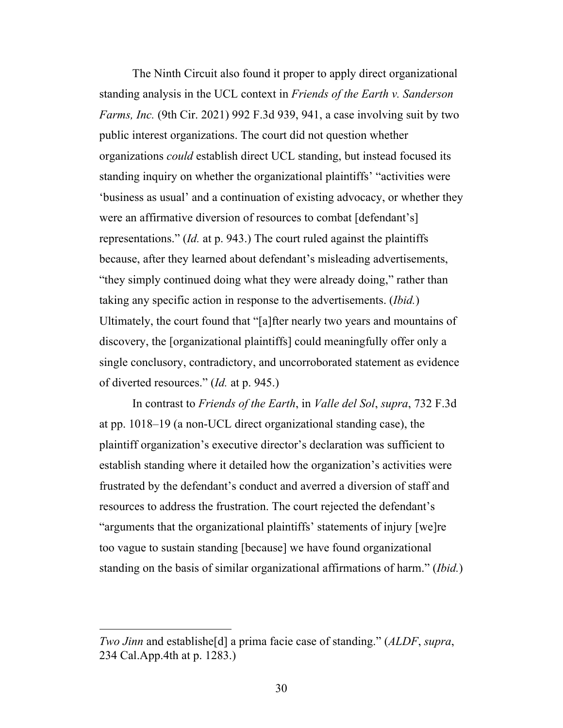The Ninth Circuit also found it proper to apply direct organizational standing analysis in the UCL context in *Friends of the Earth v. Sanderson Farms, Inc.* (9th Cir. 2021) 992 F.3d 939, 941, a case involving suit by two public interest organizations. The court did not question whether organizations *could* establish direct UCL standing, but instead focused its standing inquiry on whether the organizational plaintiffs' "activities were 'business as usual' and a continuation of existing advocacy, or whether they were an affirmative diversion of resources to combat [defendant's] representations." (*Id.* at p. 943.) The court ruled against the plaintiffs because, after they learned about defendant's misleading advertisements, "they simply continued doing what they were already doing," rather than taking any specific action in response to the advertisements. (*Ibid.*) Ultimately, the court found that "[a]fter nearly two years and mountains of discovery, the [organizational plaintiffs] could meaningfully offer only a single conclusory, contradictory, and uncorroborated statement as evidence of diverted resources." (*Id.* at p. 945.)

In contrast to *Friends of the Earth*, in *Valle del Sol*, *supra*, 732 F.3d at pp. 1018–19 (a non-UCL direct organizational standing case), the plaintiff organization's executive director's declaration was sufficient to establish standing where it detailed how the organization's activities were frustrated by the defendant's conduct and averred a diversion of staff and resources to address the frustration. The court rejected the defendant's "arguments that the organizational plaintiffs' statements of injury [we]re too vague to sustain standing [because] we have found organizational standing on the basis of similar organizational affirmations of harm." (*Ibid.*)

---

*Two Jinn* and establishe[d] a prima facie case of standing." (*ALDF*, *supra*, 234 Cal.App.4th at p. 1283.)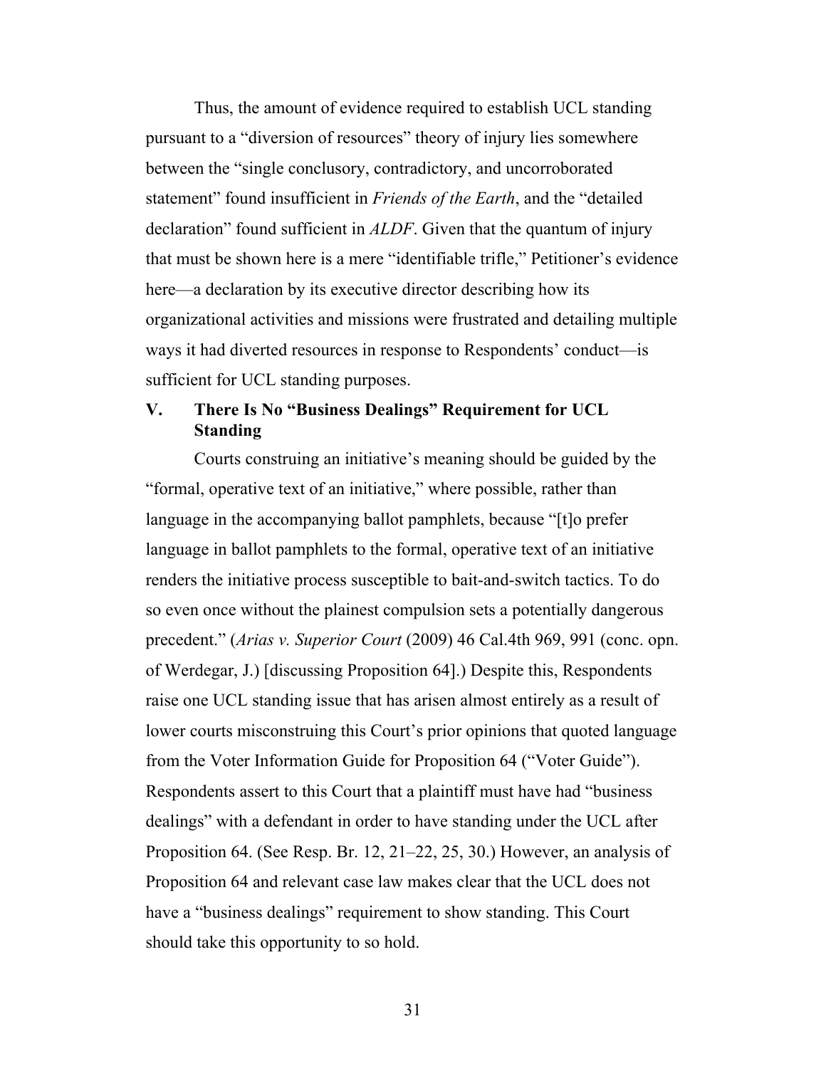Thus, the amount of evidence required to establish UCL standing pursuant to a "diversion of resources" theory of injury lies somewhere between the "single conclusory, contradictory, and uncorroborated statement" found insufficient in *Friends of the Earth*, and the "detailed declaration" found sufficient in *ALDF*. Given that the quantum of injury that must be shown here is a mere "identifiable trifle," Petitioner's evidence here—a declaration by its executive director describing how its organizational activities and missions were frustrated and detailing multiple ways it had diverted resources in response to Respondents' conduct—is sufficient for UCL standing purposes.

## V. There Is No "Business Dealings" Requirement for UCL Standing

Courts construing an initiative's meaning should be guided by the "formal, operative text of an initiative," where possible, rather than language in the accompanying ballot pamphlets, because "[t]o prefer language in ballot pamphlets to the formal, operative text of an initiative renders the initiative process susceptible to bait-and-switch tactics. To do so even once without the plainest compulsion sets a potentially dangerous precedent." (*Arias v. Superior Court* (2009) 46 Cal.4th 969, 991 (conc. opn. of Werdegar, J.) [discussing Proposition 64].) Despite this, Respondents raise one UCL standing issue that has arisen almost entirely as a result of lower courts misconstruing this Court's prior opinions that quoted language from the Voter Information Guide for Proposition 64 ("Voter Guide"). Respondents assert to this Court that a plaintiff must have had "business dealings" with a defendant in order to have standing under the UCL after Proposition 64. (See Resp. Br. 12, 21–22, 25, 30.) However, an analysis of Proposition 64 and relevant case law makes clear that the UCL does not have a "business dealings" requirement to show standing. This Court should take this opportunity to so hold.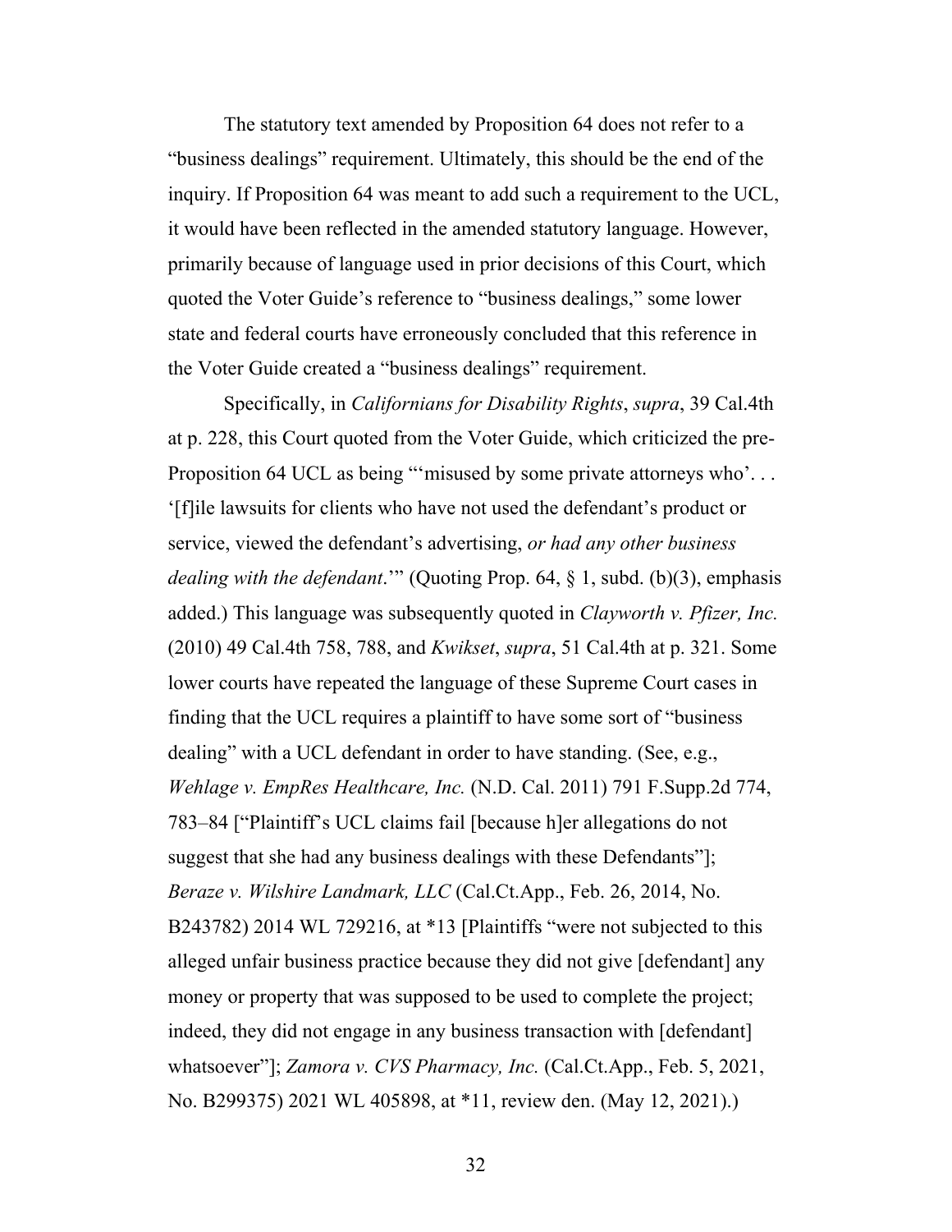The statutory text amended by Proposition 64 does not refer to a "business dealings" requirement. Ultimately, this should be the end of the inquiry. If Proposition 64 was meant to add such a requirement to the UCL, it would have been reflected in the amended statutory language. However, primarily because of language used in prior decisions of this Court, which quoted the Voter Guide's reference to "business dealings," some lower state and federal courts have erroneously concluded that this reference in the Voter Guide created a "business dealings" requirement.

Specifically, in *Californians for Disability Rights*, *supra*, 39 Cal.4th at p. 228, this Court quoted from the Voter Guide, which criticized the pre-Proposition 64 UCL as being "'misused by some private attorneys who'. . . '[f]ile lawsuits for clients who have not used the defendant's product or service, viewed the defendant's advertising, *or had any other business dealing with the defendant*.'" (Quoting Prop. 64, § 1, subd. (b)(3), emphasis added.) This language was subsequently quoted in *Clayworth v. Pfizer, Inc.* (2010) 49 Cal.4th 758, 788, and *Kwikset*, *supra*, 51 Cal.4th at p. 321. Some lower courts have repeated the language of these Supreme Court cases in finding that the UCL requires a plaintiff to have some sort of "business dealing" with a UCL defendant in order to have standing. (See, e.g., *Wehlage v. EmpRes Healthcare, Inc.* (N.D. Cal. 2011) 791 F.Supp.2d 774, 783–84 ["Plaintiff's UCL claims fail [because h]er allegations do not suggest that she had any business dealings with these Defendants"]; *Beraze v. Wilshire Landmark, LLC* (Cal.Ct.App., Feb. 26, 2014, No. B243782) 2014 WL 729216, at *13 [Plaintiffs "were not subjected to this alleged unfair business practice because they did not give [defendant] any money or property that was supposed to be used to complete the project; indeed, they did not engage in any business transaction with [defendant] whatsoever"]; *Zamora v. CVS Pharmacy, Inc.* (Cal.Ct.App., Feb. 5, 2021, No. B299375) 2021 WL 405898, at *11, review den. (May 12, 2021).)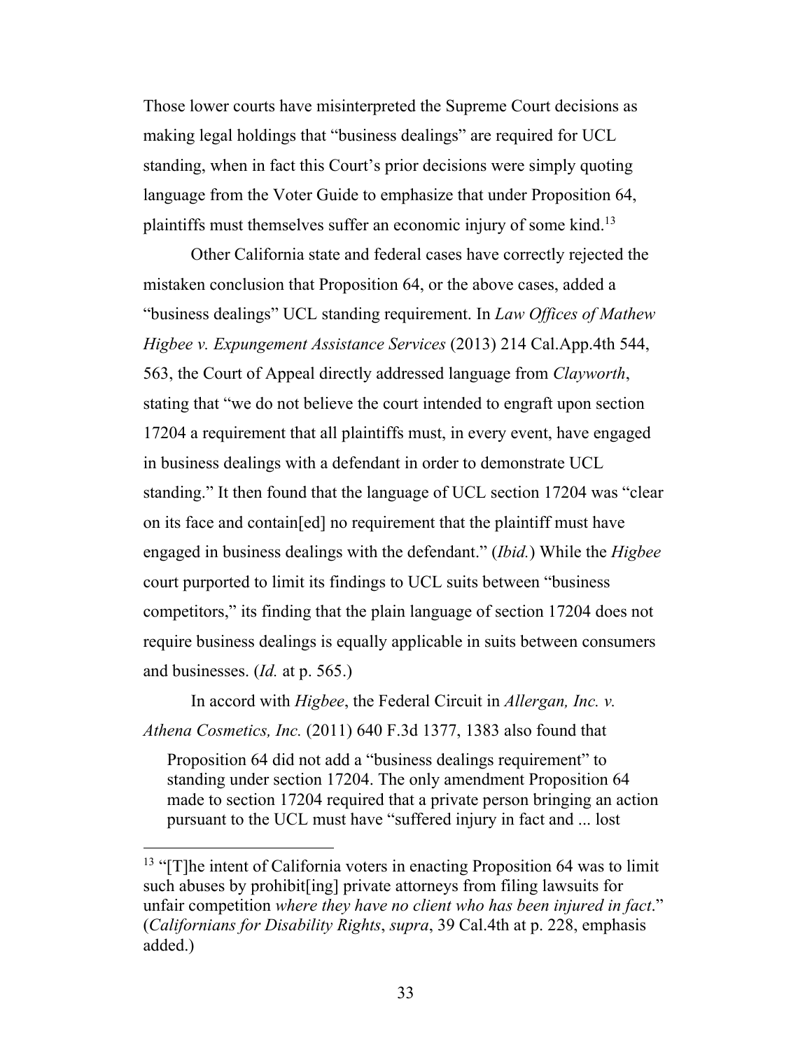Those lower courts have misinterpreted the Supreme Court decisions as making legal holdings that "business dealings" are required for UCL standing, when in fact this Court's prior decisions were simply quoting language from the Voter Guide to emphasize that under Proposition 64, plaintiffs must themselves suffer an economic injury of some kind.[13]

Other California state and federal cases have correctly rejected the mistaken conclusion that Proposition 64, or the above cases, added a "business dealings" UCL standing requirement. In *Law Offices of Mathew Higbee v. Expungement Assistance Services* (2013) 214 Cal.App.4th 544, 563, the Court of Appeal directly addressed language from *Clayworth*, stating that "we do not believe the court intended to engraft upon section 17204 a requirement that all plaintiffs must, in every event, have engaged in business dealings with a defendant in order to demonstrate UCL standing." It then found that the language of UCL section 17204 was "clear on its face and contain[ed] no requirement that the plaintiff must have engaged in business dealings with the defendant." (*Ibid.*) While the *Higbee* court purported to limit its findings to UCL suits between "business competitors," its finding that the plain language of section 17204 does not require business dealings is equally applicable in suits between consumers and businesses. (*Id.* at p. 565.)

In accord with *Higbee*, the Federal Circuit in *Allergan, Inc. v. Athena Cosmetics, Inc.* (2011) 640 F.3d 1377, 1383 also found that

> Proposition 64 did not add a "business dealings requirement" to standing under section 17204. The only amendment Proposition 64 made to section 17204 required that a private person bringing an action pursuant to the UCL must have "suffered injury in fact and ... lost

---

[13] "[T]he intent of California voters in enacting Proposition 64 was to limit such abuses by prohibit[ing] private attorneys from filing lawsuits for unfair competition *where they have no client who has been injured in fact*." (*Californians for Disability Rights*, *supra*, 39 Cal.4th at p. 228, emphasis added.)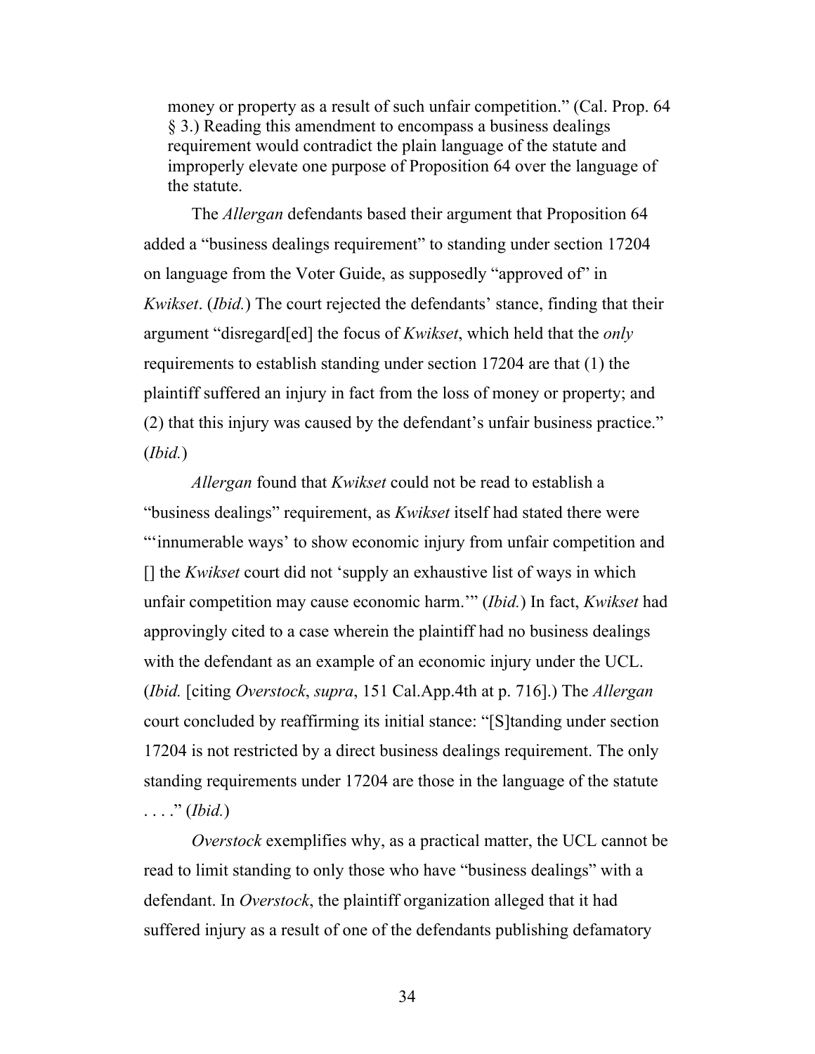money or property as a result of such unfair competition." (Cal. Prop. 64 § 3.) Reading this amendment to encompass a business dealings requirement would contradict the plain language of the statute and improperly elevate one purpose of Proposition 64 over the language of the statute.

The *Allergan* defendants based their argument that Proposition 64 added a "business dealings requirement" to standing under section 17204 on language from the Voter Guide, as supposedly "approved of" in *Kwikset*. (*Ibid.*) The court rejected the defendants' stance, finding that their argument "disregard[ed] the focus of *Kwikset*, which held that the *only* requirements to establish standing under section 17204 are that (1) the plaintiff suffered an injury in fact from the loss of money or property; and (2) that this injury was caused by the defendant's unfair business practice." (*Ibid.*)

*Allergan* found that *Kwikset* could not be read to establish a "business dealings" requirement, as *Kwikset* itself had stated there were "'innumerable ways' to show economic injury from unfair competition and [] the *Kwikset* court did not 'supply an exhaustive list of ways in which unfair competition may cause economic harm.'" (*Ibid.*) In fact, *Kwikset* had approvingly cited to a case wherein the plaintiff had no business dealings with the defendant as an example of an economic injury under the UCL. (*Ibid.* [citing *Overstock*, *supra*, 151 Cal.App.4th at p. 716].) The *Allergan* court concluded by reaffirming its initial stance: "[S]tanding under section 17204 is not restricted by a direct business dealings requirement. The only standing requirements under 17204 are those in the language of the statute . . . ." (*Ibid.*)

*Overstock* exemplifies why, as a practical matter, the UCL cannot be read to limit standing to only those who have "business dealings" with a defendant. In *Overstock*, the plaintiff organization alleged that it had suffered injury as a result of one of the defendants publishing defamatory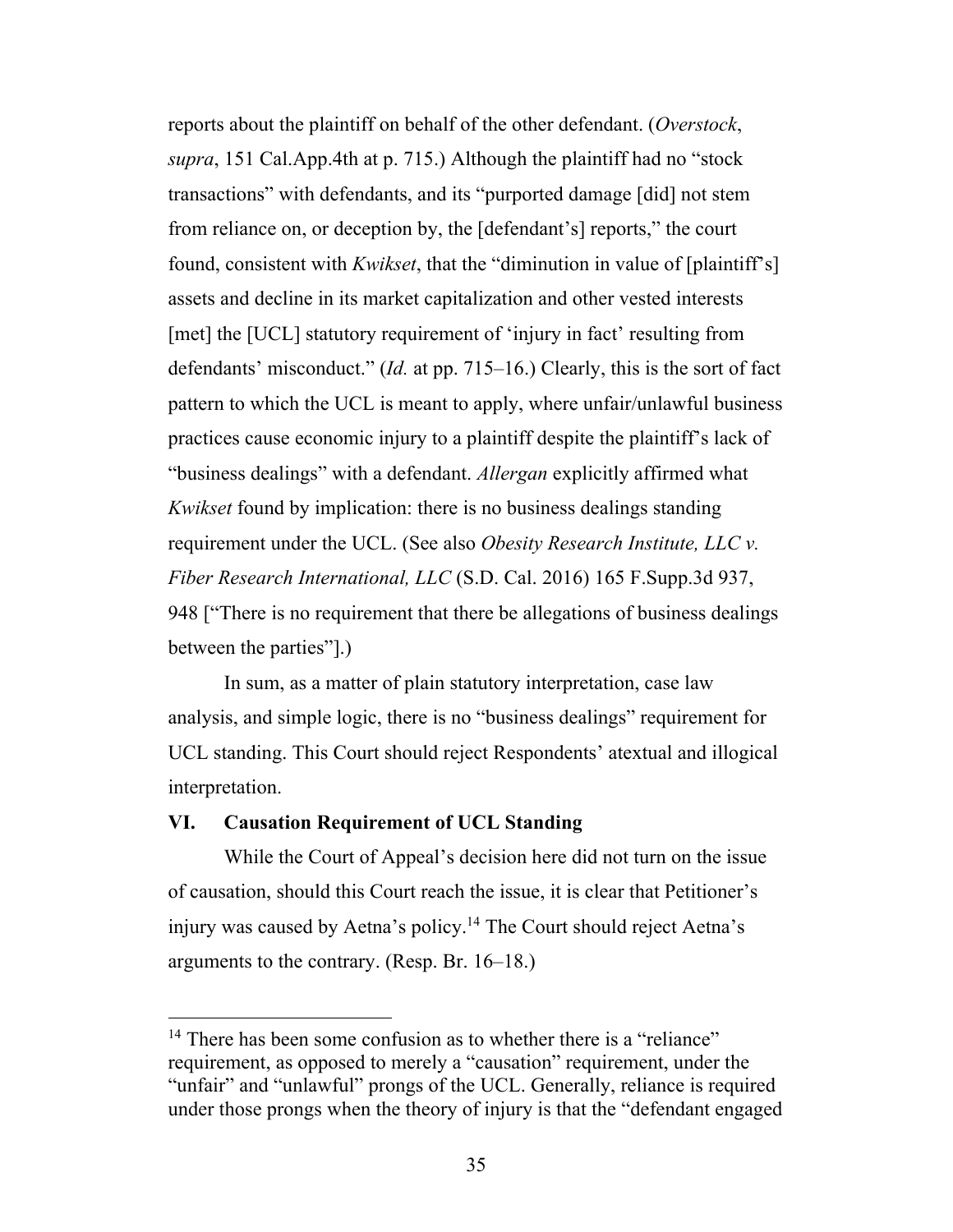reports about the plaintiff on behalf of the other defendant. (*Overstock*, *supra*, 151 Cal.App.4th at p. 715.) Although the plaintiff had no "stock transactions" with defendants, and its "purported damage [did] not stem from reliance on, or deception by, the [defendant's] reports," the court found, consistent with *Kwikset*, that the "diminution in value of [plaintiff's] assets and decline in its market capitalization and other vested interests [met] the [UCL] statutory requirement of 'injury in fact' resulting from defendants' misconduct." (*Id.* at pp. 715–16.) Clearly, this is the sort of fact pattern to which the UCL is meant to apply, where unfair/unlawful business practices cause economic injury to a plaintiff despite the plaintiff's lack of "business dealings" with a defendant. *Allergan* explicitly affirmed what *Kwikset* found by implication: there is no business dealings standing requirement under the UCL. (See also *Obesity Research Institute, LLC v. Fiber Research International, LLC* (S.D. Cal. 2016) 165 F.Supp.3d 937, 948 ["There is no requirement that there be allegations of business dealings between the parties"].)

In sum, as a matter of plain statutory interpretation, case law analysis, and simple logic, there is no "business dealings" requirement for UCL standing. This Court should reject Respondents' atextual and illogical interpretation.

## VI. Causation Requirement of UCL Standing

While the Court of Appeal's decision here did not turn on the issue of causation, should this Court reach the issue, it is clear that Petitioner's injury was caused by Aetna's policy.[14] The Court should reject Aetna's arguments to the contrary. (Resp. Br. 16–18.)

[14] There has been some confusion as to whether there is a "reliance" requirement, as opposed to merely a "causation" requirement, under the "unfair" and "unlawful" prongs of the UCL. Generally, reliance is required under those prongs when the theory of injury is that the "defendant engaged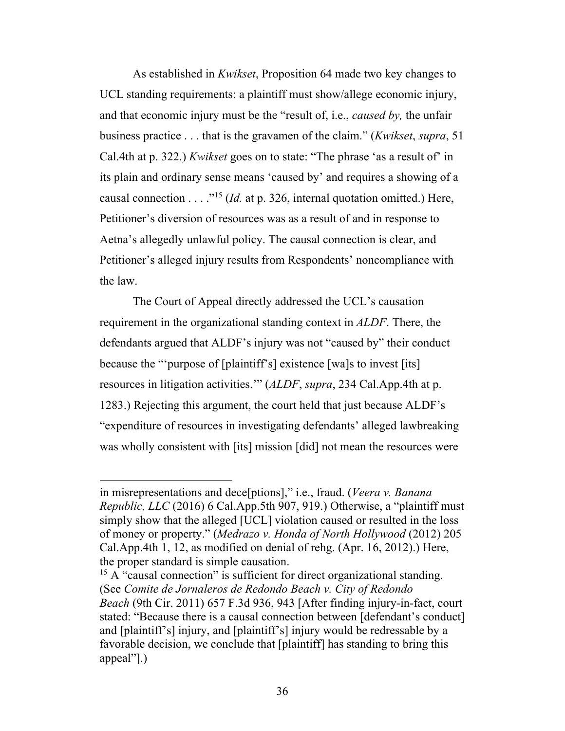As established in *Kwikset*, Proposition 64 made two key changes to UCL standing requirements: a plaintiff must show/allege economic injury, and that economic injury must be the "result of, i.e., *caused by,* the unfair business practice . . . that is the gravamen of the claim." (*Kwikset*, *supra*, 51 Cal.4th at p. 322.) *Kwikset* goes on to state: "The phrase 'as a result of' in its plain and ordinary sense means 'caused by' and requires a showing of a causal connection . . . ."[15] (*Id.* at p. 326, internal quotation omitted.) Here, Petitioner's diversion of resources was as a result of and in response to Aetna's allegedly unlawful policy. The causal connection is clear, and Petitioner's alleged injury results from Respondents' noncompliance with the law.

The Court of Appeal directly addressed the UCL's causation requirement in the organizational standing context in *ALDF*. There, the defendants argued that ALDF's injury was not "caused by" their conduct because the "'purpose of [plaintiff's] existence [wa]s to invest [its] resources in litigation activities.'" (*ALDF*, *supra*, 234 Cal.App.4th at p. 1283.) Rejecting this argument, the court held that just because ALDF's "expenditure of resources in investigating defendants' alleged lawbreaking was wholly consistent with [its] mission [did] not mean the resources were

---

in misrepresentations and dece[ptions]," i.e., fraud. (*Veera v. Banana Republic, LLC* (2016) 6 Cal.App.5th 907, 919.) Otherwise, a "plaintiff must simply show that the alleged [UCL] violation caused or resulted in the loss of money or property." (*Medrazo v. Honda of North Hollywood* (2012) 205 Cal.App.4th 1, 12, as modified on denial of rehg. (Apr. 16, 2012).) Here, the proper standard is simple causation.

[15] A "causal connection" is sufficient for direct organizational standing. (See *Comite de Jornaleros de Redondo Beach v. City of Redondo Beach* (9th Cir. 2011) 657 F.3d 936, 943 [After finding injury-in-fact, court stated: "Because there is a causal connection between [defendant's conduct] and [plaintiff's] injury, and [plaintiff's] injury would be redressable by a favorable decision, we conclude that [plaintiff] has standing to bring this appeal"].)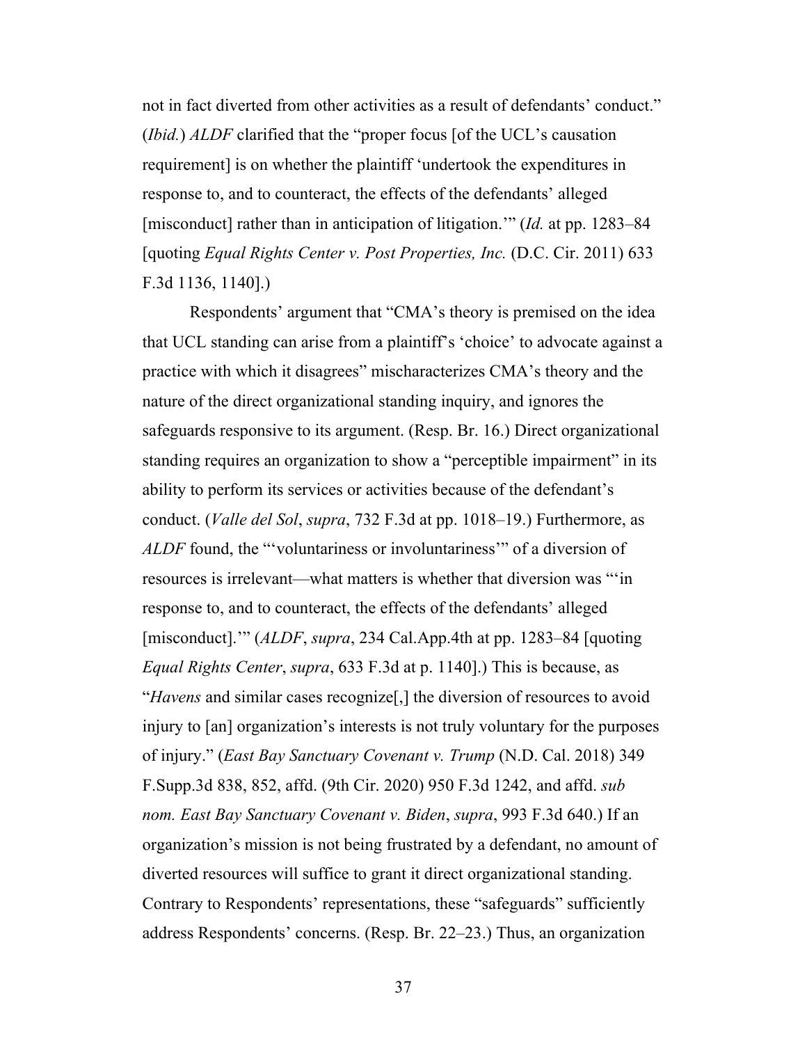not in fact diverted from other activities as a result of defendants' conduct." (*Ibid.*) *ALDF* clarified that the "proper focus [of the UCL's causation requirement] is on whether the plaintiff 'undertook the expenditures in response to, and to counteract, the effects of the defendants' alleged [misconduct] rather than in anticipation of litigation.'" (*Id.* at pp. 1283–84 [quoting *Equal Rights Center v. Post Properties, Inc.* (D.C. Cir. 2011) 633 F.3d 1136, 1140].)

Respondents' argument that "CMA's theory is premised on the idea that UCL standing can arise from a plaintiff's 'choice' to advocate against a practice with which it disagrees" mischaracterizes CMA's theory and the nature of the direct organizational standing inquiry, and ignores the safeguards responsive to its argument. (Resp. Br. 16.) Direct organizational standing requires an organization to show a "perceptible impairment" in its ability to perform its services or activities because of the defendant's conduct. (*Valle del Sol*, *supra*, 732 F.3d at pp. 1018–19.) Furthermore, as *ALDF* found, the "'voluntariness or involuntariness'" of a diversion of resources is irrelevant—what matters is whether that diversion was "'in response to, and to counteract, the effects of the defendants' alleged [misconduct].'" (*ALDF*, *supra*, 234 Cal.App.4th at pp. 1283–84 [quoting *Equal Rights Center*, *supra*, 633 F.3d at p. 1140].) This is because, as "*Havens* and similar cases recognize[,] the diversion of resources to avoid injury to [an] organization's interests is not truly voluntary for the purposes of injury." (*East Bay Sanctuary Covenant v. Trump* (N.D. Cal. 2018) 349 F.Supp.3d 838, 852, affd. (9th Cir. 2020) 950 F.3d 1242, and affd. *sub nom. East Bay Sanctuary Covenant v. Biden*, *supra*, 993 F.3d 640.) If an organization's mission is not being frustrated by a defendant, no amount of diverted resources will suffice to grant it direct organizational standing. Contrary to Respondents' representations, these "safeguards" sufficiently address Respondents' concerns. (Resp. Br. 22–23.) Thus, an organization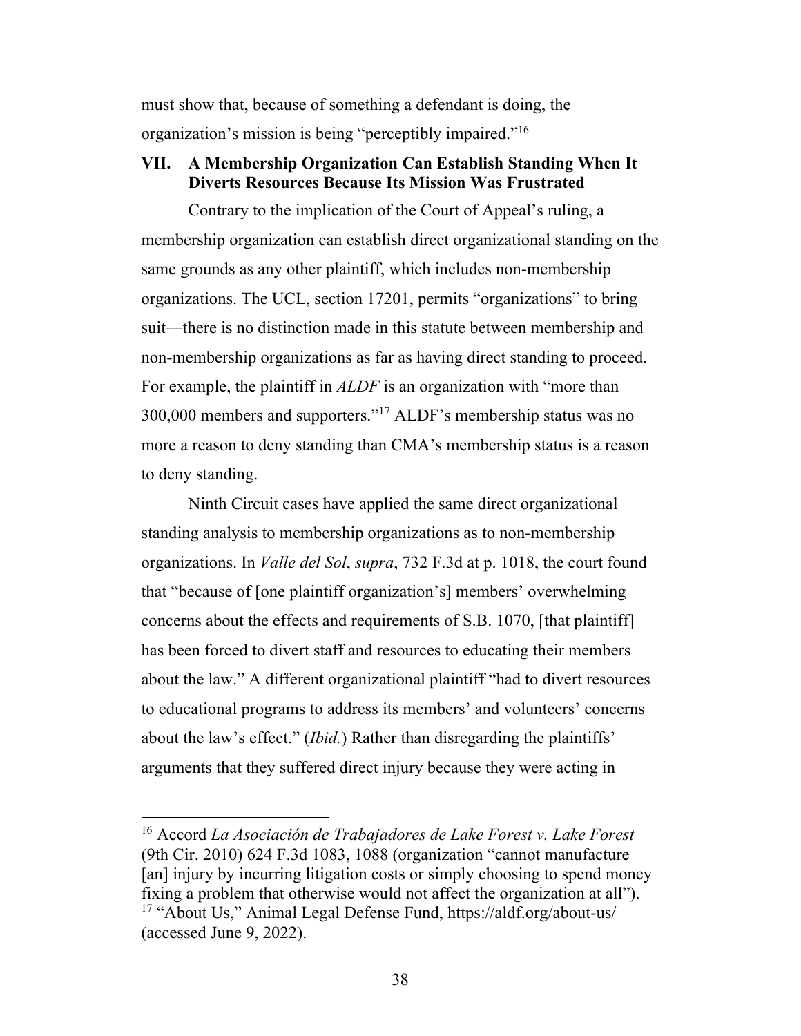must show that, because of something a defendant is doing, the organization's mission is being "perceptibly impaired."[16]

## VII. A Membership Organization Can Establish Standing When It Diverts Resources Because Its Mission Was Frustrated

Contrary to the implication of the Court of Appeal's ruling, a membership organization can establish direct organizational standing on the same grounds as any other plaintiff, which includes non-membership organizations. The UCL, section 17201, permits "organizations" to bring suit—there is no distinction made in this statute between membership and non-membership organizations as far as having direct standing to proceed. For example, the plaintiff in *ALDF* is an organization with "more than 300,000 members and supporters."[17] ALDF's membership status was no more a reason to deny standing than CMA's membership status is a reason to deny standing.

Ninth Circuit cases have applied the same direct organizational standing analysis to membership organizations as to non-membership organizations. In *Valle del Sol*, *supra*, 732 F.3d at p. 1018, the court found that "because of [one plaintiff organization's] members' overwhelming concerns about the effects and requirements of S.B. 1070, [that plaintiff] has been forced to divert staff and resources to educating their members about the law." A different organizational plaintiff "had to divert resources to educational programs to address its members' and volunteers' concerns about the law's effect." (*Ibid.*) Rather than disregarding the plaintiffs' arguments that they suffered direct injury because they were acting in

---

[16] Accord *La Asociación de Trabajadores de Lake Forest v. Lake Forest* (9th Cir. 2010) 624 F.3d 1083, 1088 (organization "cannot manufacture [an] injury by incurring litigation costs or simply choosing to spend money fixing a problem that otherwise would not affect the organization at all").

[17] "About Us," Animal Legal Defense Fund, https://aldf.org/about-us/ (accessed June 9, 2022).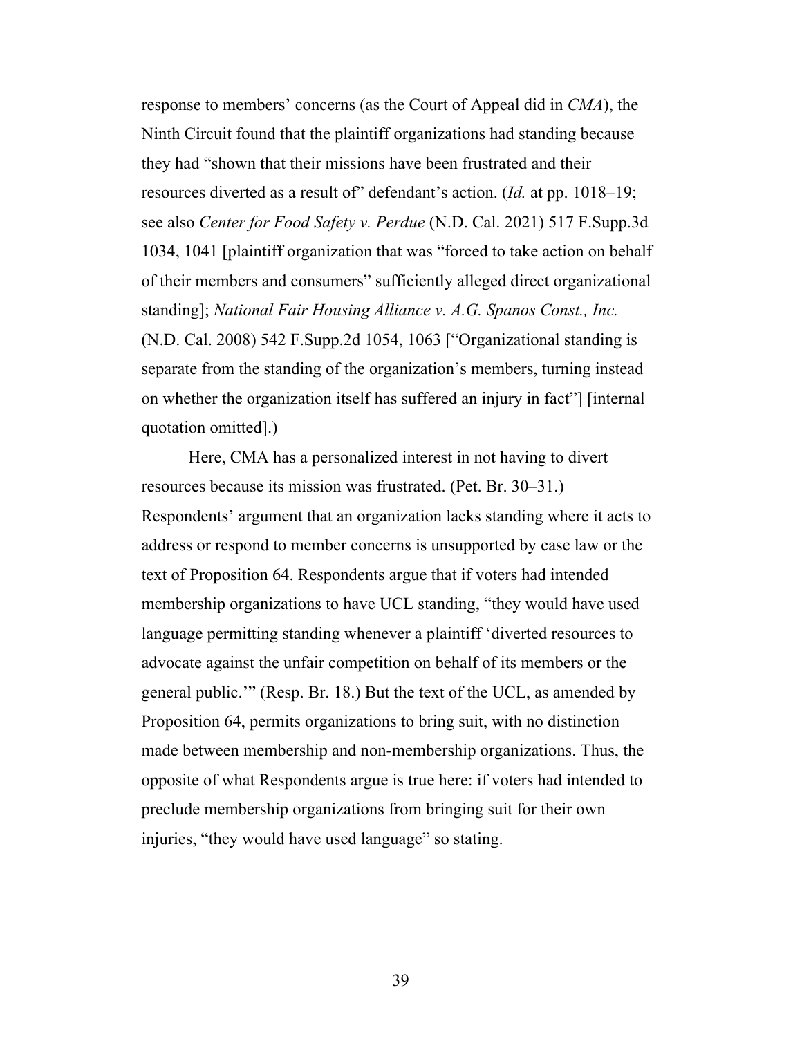response to members' concerns (as the Court of Appeal did in *CMA*), the Ninth Circuit found that the plaintiff organizations had standing because they had "shown that their missions have been frustrated and their resources diverted as a result of" defendant's action. (*Id.* at pp. 1018–19; see also *Center for Food Safety v. Perdue* (N.D. Cal. 2021) 517 F.Supp.3d 1034, 1041 [plaintiff organization that was "forced to take action on behalf of their members and consumers" sufficiently alleged direct organizational standing]; *National Fair Housing Alliance v. A.G. Spanos Const., Inc.* (N.D. Cal. 2008) 542 F.Supp.2d 1054, 1063 ["Organizational standing is separate from the standing of the organization's members, turning instead on whether the organization itself has suffered an injury in fact"] [internal quotation omitted].)

Here, CMA has a personalized interest in not having to divert resources because its mission was frustrated. (Pet. Br. 30–31.) Respondents' argument that an organization lacks standing where it acts to address or respond to member concerns is unsupported by case law or the text of Proposition 64. Respondents argue that if voters had intended membership organizations to have UCL standing, "they would have used language permitting standing whenever a plaintiff 'diverted resources to advocate against the unfair competition on behalf of its members or the general public.'" (Resp. Br. 18.) But the text of the UCL, as amended by Proposition 64, permits organizations to bring suit, with no distinction made between membership and non-membership organizations. Thus, the opposite of what Respondents argue is true here: if voters had intended to preclude membership organizations from bringing suit for their own injuries, "they would have used language" so stating.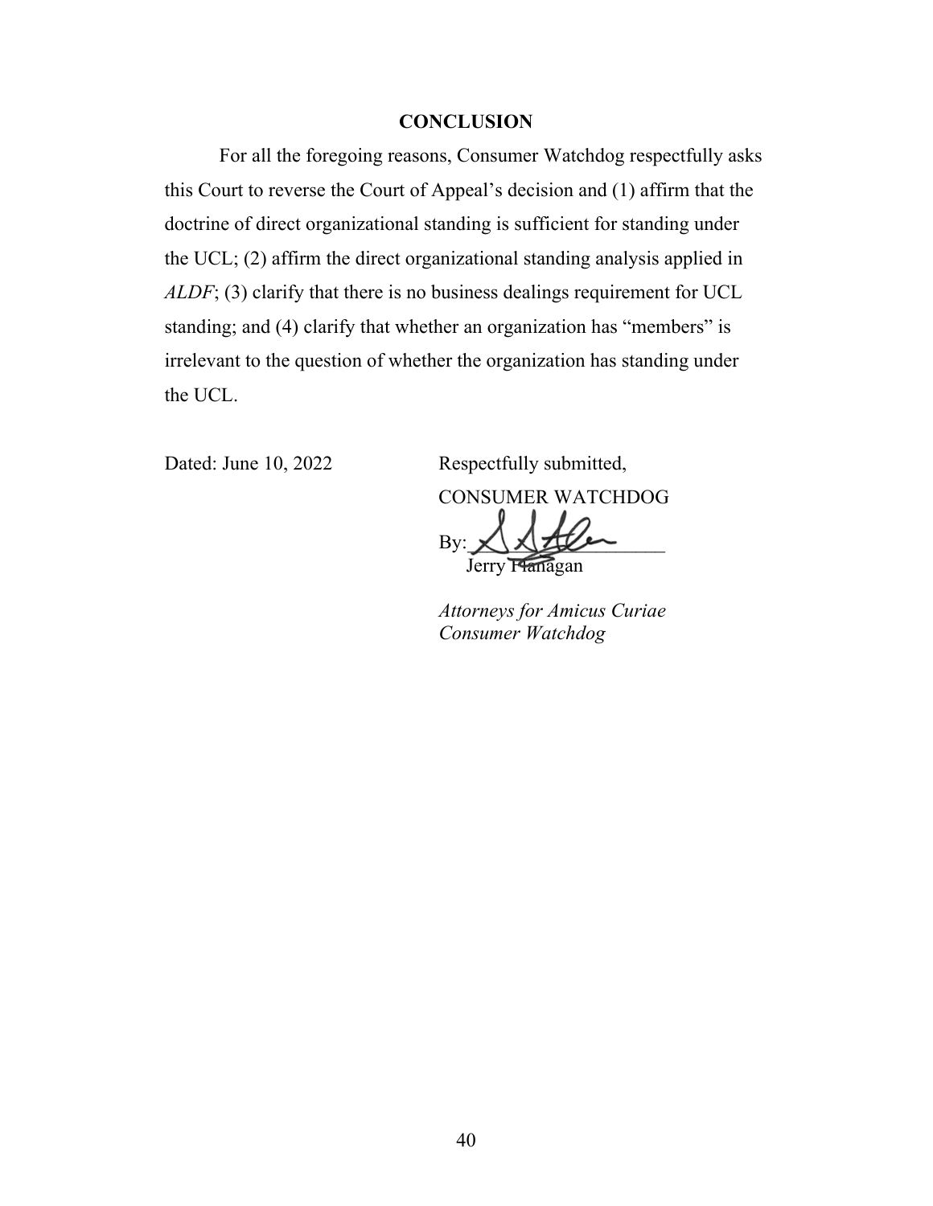## CONCLUSION

For all the foregoing reasons, Consumer Watchdog respectfully asks this Court to reverse the Court of Appeal's decision and (1) affirm that the doctrine of direct organizational standing is sufficient for standing under the UCL; (2) affirm the direct organizational standing analysis applied in *ALDF*; (3) clarify that there is no business dealings requirement for UCL standing; and (4) clarify that whether an organization has "members" is irrelevant to the question of whether the organization has standing under the UCL.

Dated: June 10, 2022

Respectfully submitted,

CONSUMER WATCHDOG

By: ____________________
Jerry Flanagan

*Attorneys for Amicus Curiae Consumer Watchdog*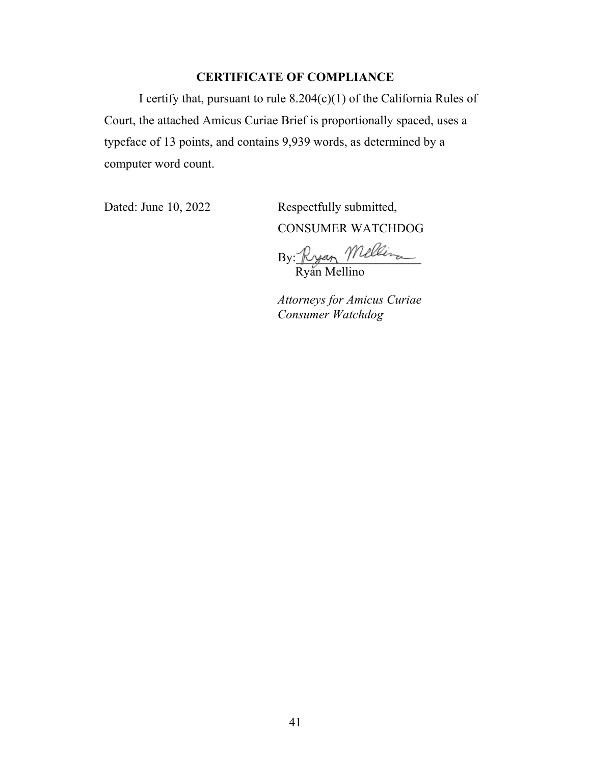## CERTIFICATE OF COMPLIANCE

I certify that, pursuant to rule 8.204(c)(1) of the California Rules of Court, the attached Amicus Curiae Brief is proportionally spaced, uses a typeface of 13 points, and contains 9,939 words, as determined by a computer word count.

Dated: June 10, 2022

Respectfully submitted,

CONSUMER WATCHDOG

By: Ryan Mellino

Ryan Mellino

*Attorneys for Amicus Curiae Consumer Watchdog*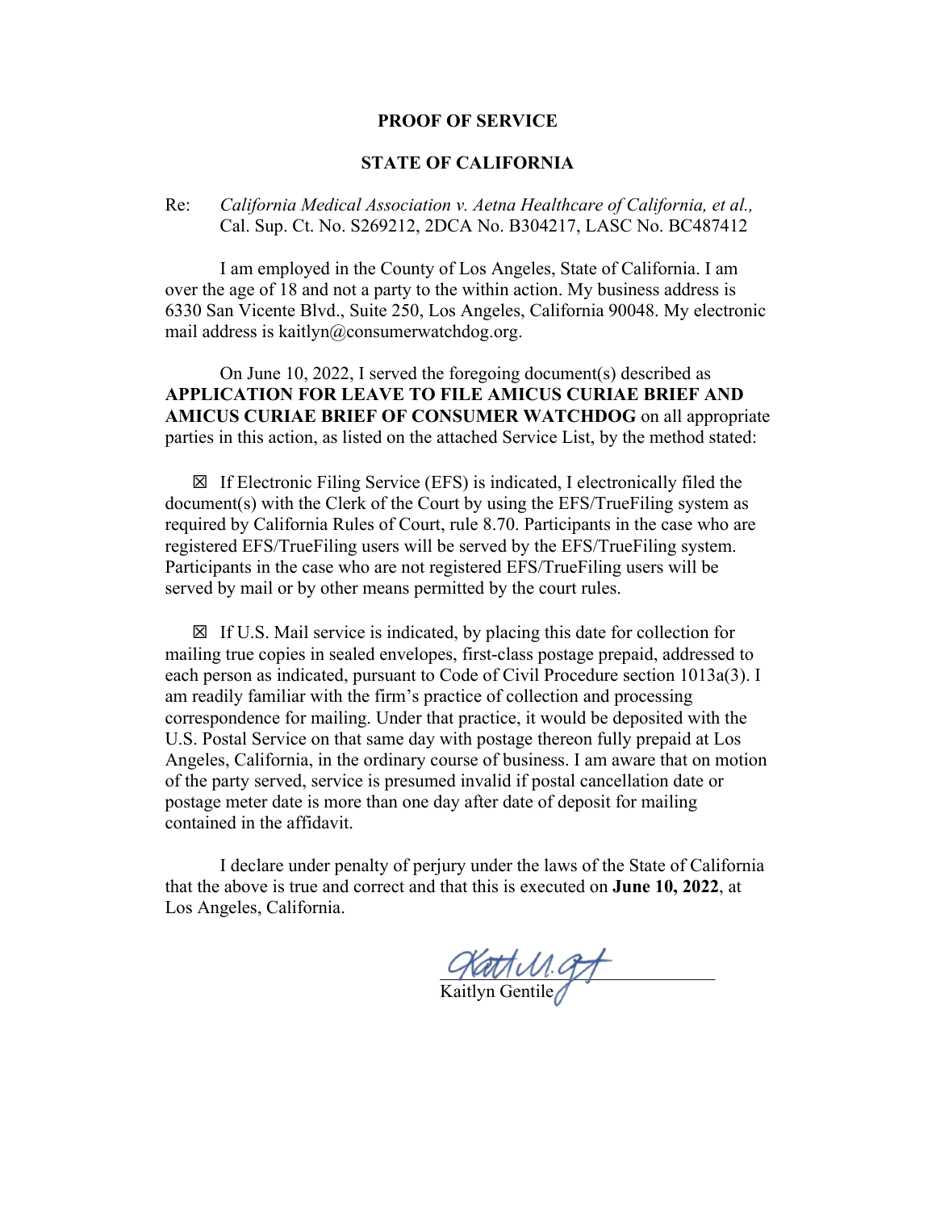**PROOF OF SERVICE**

**STATE OF CALIFORNIA**

Re: *California Medical Association v. Aetna Healthcare of California, et al.,* Cal. Sup. Ct. No. S269212, 2DCA No. B304217, LASC No. BC487412

I am employed in the County of Los Angeles, State of California. I am over the age of 18 and not a party to the within action. My business address is 6330 San Vicente Blvd., Suite 250, Los Angeles, California 90048. My electronic mail address is kaitlyn@consumerwatchdog.org.

On June 10, 2022, I served the foregoing document(s) described as **APPLICATION FOR LEAVE TO FILE AMICUS CURIAE BRIEF AND AMICUS CURIAE BRIEF OF CONSUMER WATCHDOG** on all appropriate parties in this action, as listed on the attached Service List, by the method stated:

☒ If Electronic Filing Service (EFS) is indicated, I electronically filed the document(s) with the Clerk of the Court by using the EFS/TrueFiling system as required by California Rules of Court, rule 8.70. Participants in the case who are registered EFS/TrueFiling users will be served by the EFS/TrueFiling system. Participants in the case who are not registered EFS/TrueFiling users will be served by mail or by other means permitted by the court rules.

☒ If U.S. Mail service is indicated, by placing this date for collection for mailing true copies in sealed envelopes, first-class postage prepaid, addressed to each person as indicated, pursuant to Code of Civil Procedure section 1013a(3). I am readily familiar with the firm's practice of collection and processing correspondence for mailing. Under that practice, it would be deposited with the U.S. Postal Service on that same day with postage thereon fully prepaid at Los Angeles, California, in the ordinary course of business. I am aware that on motion of the party served, service is presumed invalid if postal cancellation date or postage meter date is more than one day after date of deposit for mailing contained in the affidavit.

I declare under penalty of perjury under the laws of the State of California that the above is true and correct and that this is executed on **June 10, 2022**, at Los Angeles, California.

Kaitlyn Gentile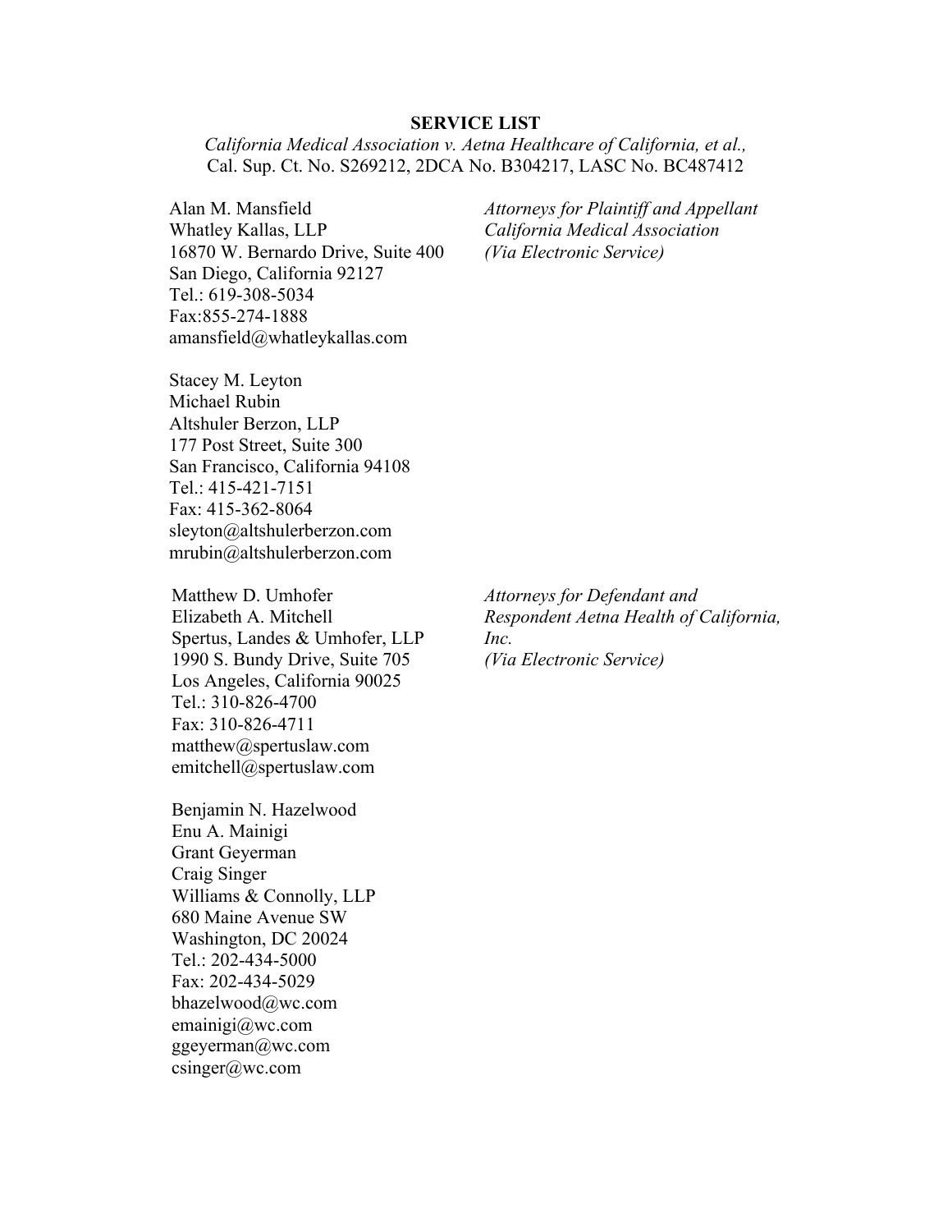**SERVICE LIST**

*California Medical Association v. Aetna Healthcare of California, et al.,*
Cal. Sup. Ct. No. S269212, 2DCA No. B304217, LASC No. BC487412

Alan M. Mansfield
Whatley Kallas, LLP
16870 W. Bernardo Drive, Suite 400
San Diego, California 92127
Tel.: 619-308-5034
Fax:855-274-1888
amansfield@whatleykallas.com

Stacey M. Leyton
Michael Rubin
Altshuler Berzon, LLP
177 Post Street, Suite 300
San Francisco, California 94108
Tel.: 415-421-7151
Fax: 415-362-8064
sleyton@altshulerberzon.com
mrubin@altshulerberzon.com

*Attorneys for Plaintiff and Appellant California Medical Association*
*(Via Electronic Service)*

Matthew D. Umhofer
Elizabeth A. Mitchell
Spertus, Landes & Umhofer, LLP
1990 S. Bundy Drive, Suite 705
Los Angeles, California 90025
Tel.: 310-826-4700
Fax: 310-826-4711
matthew@spertuslaw.com
emitchell@spertuslaw.com

Benjamin N. Hazelwood
Enu A. Mainigi
Grant Geyerman
Craig Singer
Williams & Connolly, LLP
680 Maine Avenue SW
Washington, DC 20024
Tel.: 202-434-5000
Fax: 202-434-5029
bhazelwood@wc.com
emainigi@wc.com
ggeyerman@wc.com
csinger@wc.com

*Attorneys for Defendant and Respondent Aetna Health of California, Inc.*
*(Via Electronic Service)*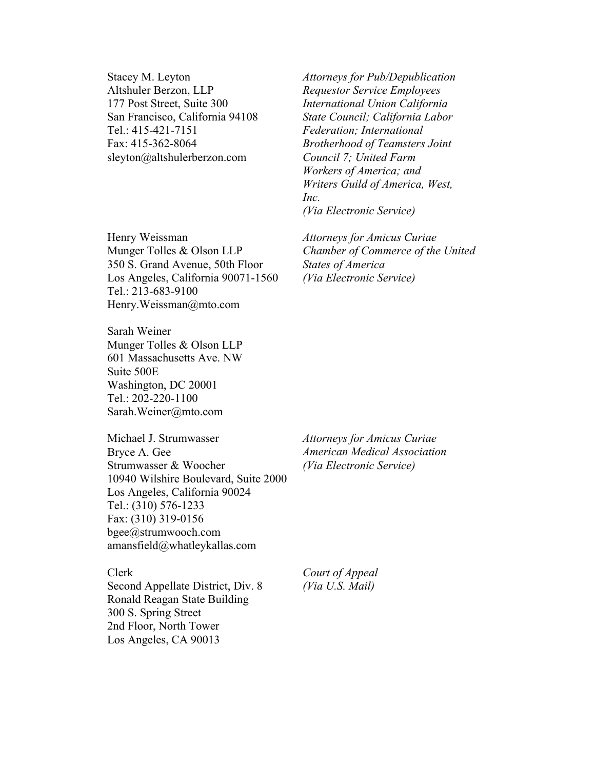Stacey M. Leyton
Altshuler Berzon, LLP
177 Post Street, Suite 300
San Francisco, California 94108
Tel.: 415-421-7151
Fax: 415-362-8064
sleyton@altshulerberzon.com

*Attorneys for Pub/Depublication Requestor Service Employees International Union California State Council; California Labor Federation; International Brotherhood of Teamsters Joint Council 7; United Farm Workers of America; and Writers Guild of America, West, Inc.*
*(Via Electronic Service)*

Henry Weissman
Munger Tolles & Olson LLP
350 S. Grand Avenue, 50th Floor
Los Angeles, California 90071-1560
Tel.: 213-683-9100
Henry.Weissman@mto.com

Sarah Weiner
Munger Tolles & Olson LLP
601 Massachusetts Ave. NW
Suite 500E
Washington, DC 20001
Tel.: 202-220-1100
Sarah.Weiner@mto.com

*Attorneys for Amicus Curiae Chamber of Commerce of the United States of America*
*(Via Electronic Service)*

Michael J. Strumwasser
Bryce A. Gee
Strumwasser & Woocher
10940 Wilshire Boulevard, Suite 2000
Los Angeles, California 90024
Tel.: (310) 576-1233
Fax: (310) 319-0156
bgee@strumwooch.com
amansfield@whatleykallas.com

*Attorneys for Amicus Curiae American Medical Association*
*(Via Electronic Service)*

Clerk
Second Appellate District, Div. 8
Ronald Reagan State Building
300 S. Spring Street
2nd Floor, North Tower
Los Angeles, CA 90013

*Court of Appeal*
*(Via U.S. Mail)*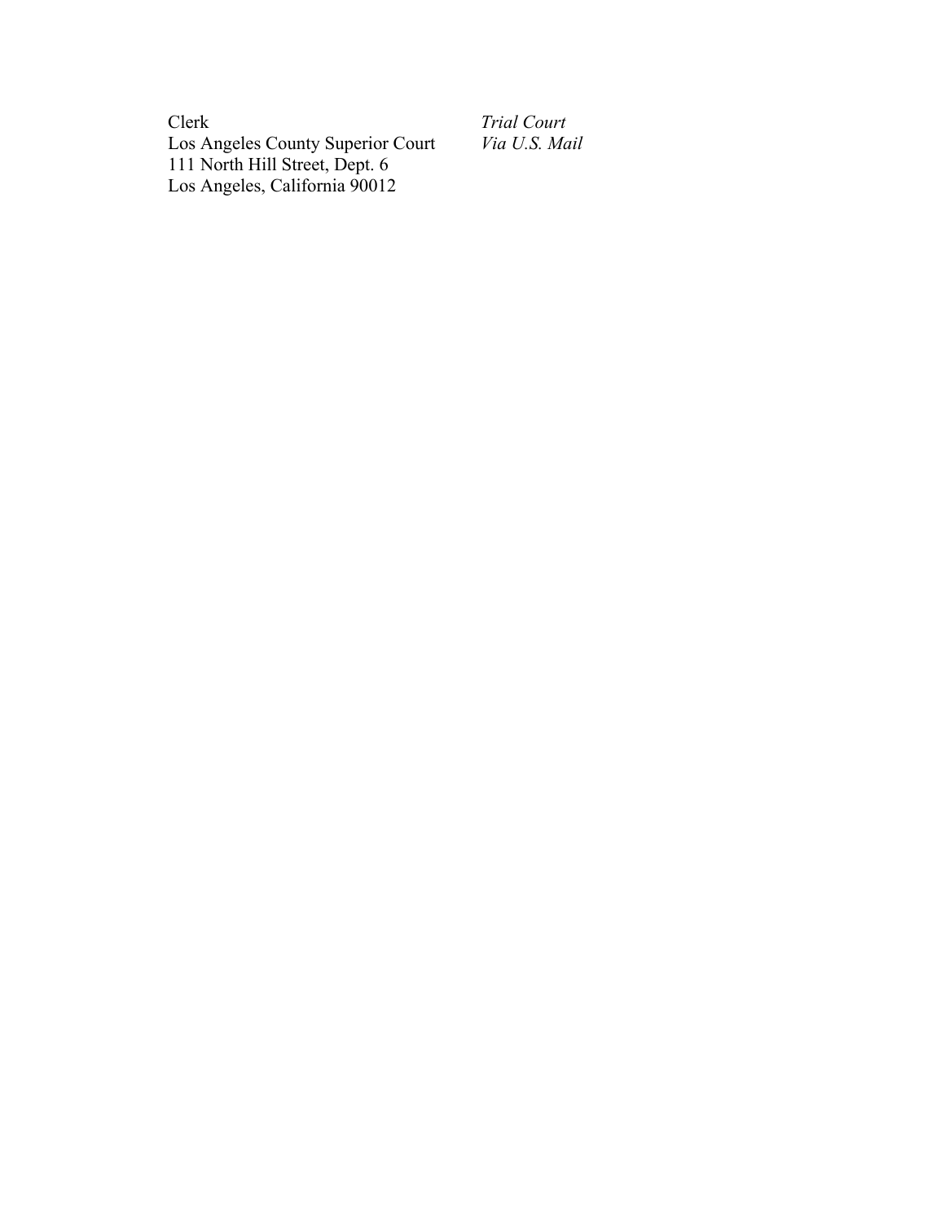| | |
|---|---|
| Clerk<br>Los Angeles County Superior Court<br>111 North Hill Street, Dept. 6<br>Los Angeles, California 90012 | *Trial Court*<br>*Via U.S. Mail* |